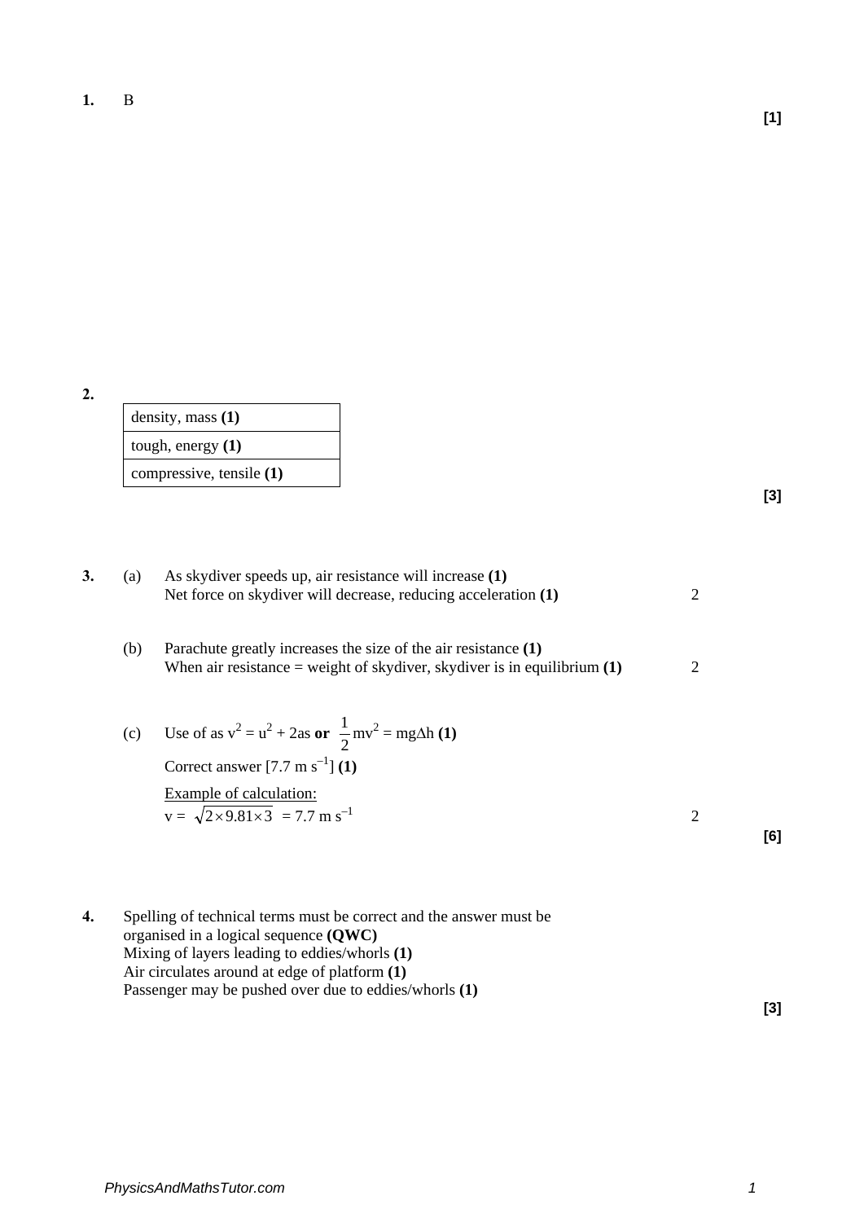**1.** B **[1]**

**2.**

| density, mass **(1)** |
|---|
| tough, energy **(1)** |
| compressive, tensile **(1)** |

**[3]**

**3.** (a) As skydiver speeds up, air resistance will increase **(1)**
Net force on skydiver will decrease, reducing acceleration **(1)** 2

(b) Parachute greatly increases the size of the air resistance **(1)**
When air resistance = weight of skydiver, skydiver is in equilibrium **(1)** 2

(c) Use of as $v^2 = u^2 + 2as$ **or** $\frac{1}{2}mv^2 = mg\Delta h$ **(1)**
Correct answer [7.7 m s$^{-1}$] **(1)**

<u>Example of calculation:</u>
$v = \sqrt{2 \times 9.81 \times 3} = 7.7 \text{ m s}^{-1}$ 2

**[6]**

**4.** Spelling of technical terms must be correct and the answer must be organised in a logical sequence **(QWC)**
Mixing of layers leading to eddies/whorls **(1)**
Air circulates around at edge of platform **(1)**
Passenger may be pushed over due to eddies/whorls **(1)**

**[3]**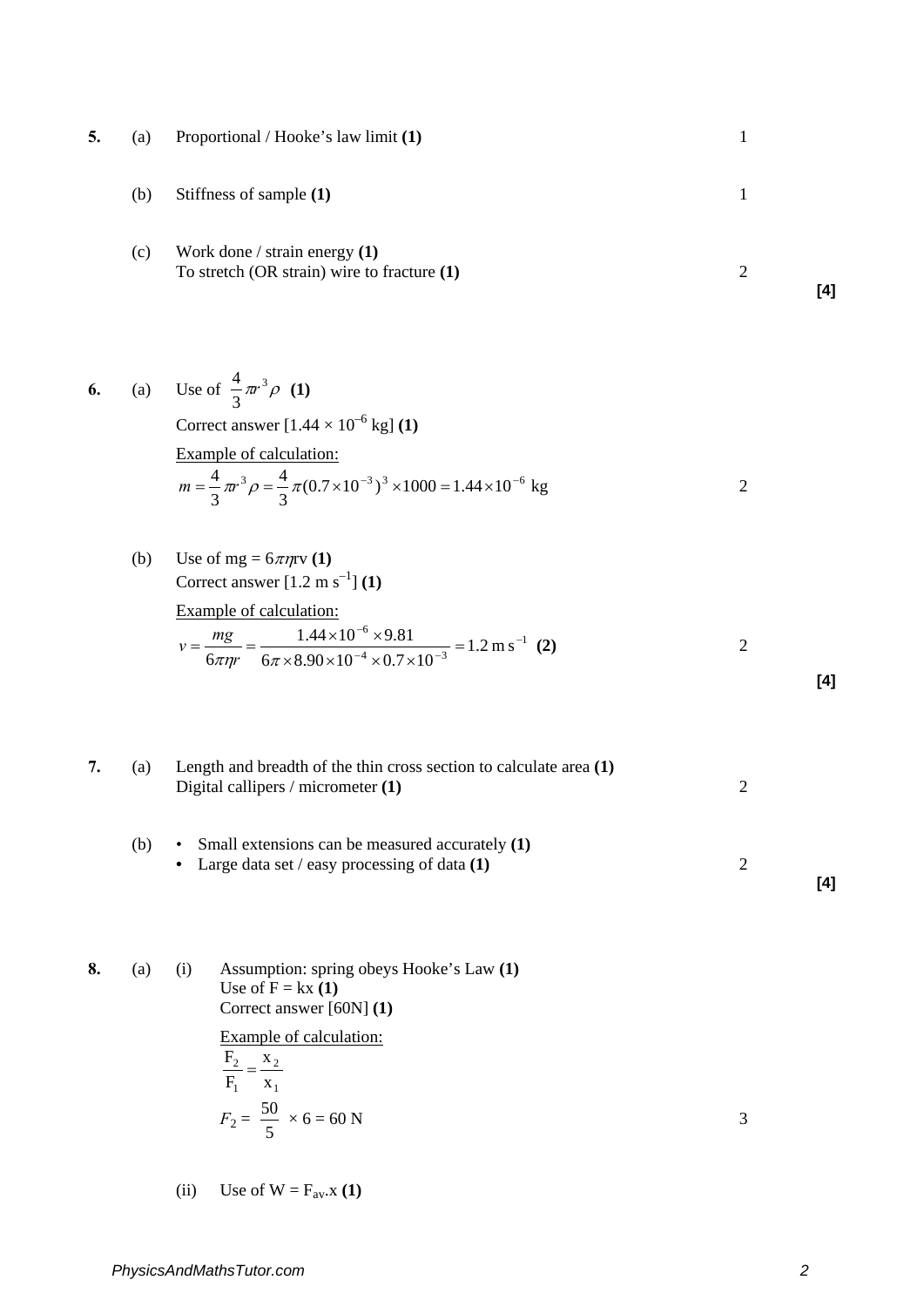**5.** (a) Proportional / Hooke's law limit **(1)** — 1

(b) Stiffness of sample **(1)** — 1

(c) Work done / strain energy **(1)**
To stretch (OR strain) wire to fracture **(1)** — 2

**[4]**

**6.** (a) Use of $\frac{4}{3}\pi r^3 \rho$ **(1)**

Correct answer [$1.44 \times 10^{-6}$ kg] **(1)**

Example of calculation:

$$m = \frac{4}{3}\pi r^3 \rho = \frac{4}{3}\pi (0.7 \times 10^{-3})^3 \times 1000 = 1.44 \times 10^{-6} \text{ kg}$$

— 2

(b) Use of mg = $6\pi\eta r v$ **(1)**

Correct answer [1.2 m $s^{-1}$] **(1)**

Example of calculation:

$$v = \frac{mg}{6\pi\eta r} = \frac{1.44 \times 10^{-6} \times 9.81}{6\pi \times 8.90 \times 10^{-4} \times 0.7 \times 10^{-3}} = 1.2 \text{ m s}^{-1} \text{ (2)}$$

— 2

**[4]**

**7.** (a) Length and breadth of the thin cross section to calculate area **(1)**
Digital callipers / micrometer **(1)** — 2

(b)
- Small extensions can be measured accurately **(1)**
- Large data set / easy processing of data **(1)** — 2

**[4]**

**8.** (a) (i) Assumption: spring obeys Hooke's Law **(1)**
Use of F = kx **(1)**
Correct answer [60N] **(1)**

Example of calculation:

$$\frac{F_2}{F_1} = \frac{x_2}{x_1}$$

$$F_2 = \frac{50}{5} \times 6 = 60 \text{ N}$$

— 3

(ii) Use of W = $F_{av}$.x **(1)**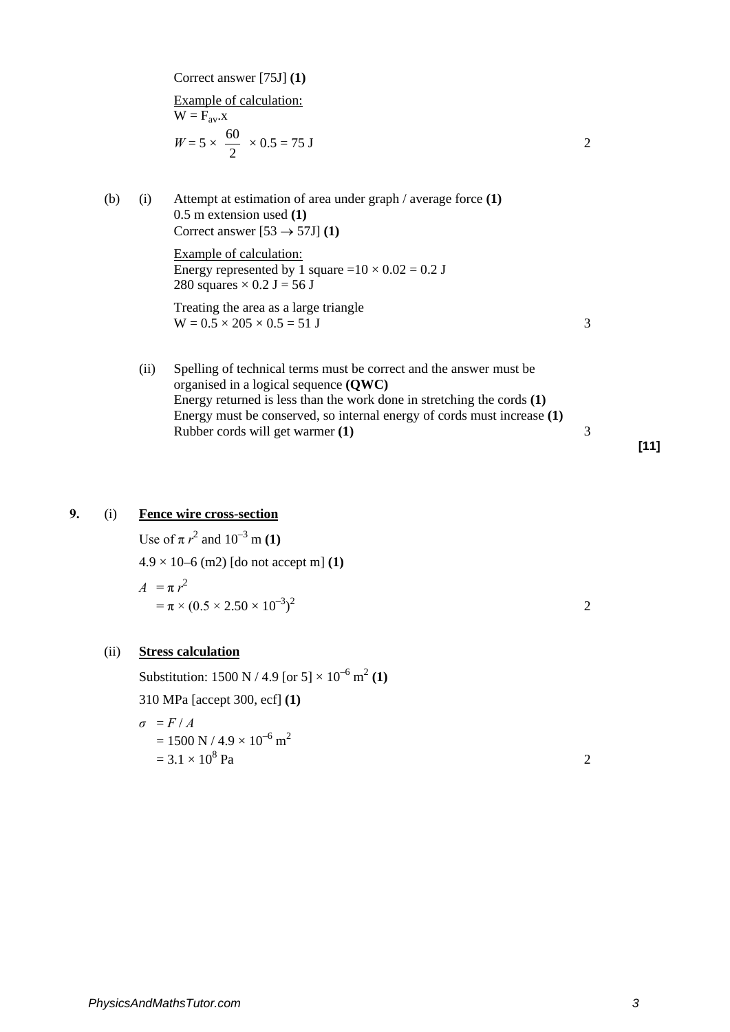Correct answer [75J] **(1)**

Example of calculation:
$W = F_{av}.x$

$W = 5 \times \frac{60}{2} \times 0.5 = 75$ J **2**

(b) (i) Attempt at estimation of area under graph / average force **(1)**
0.5 m extension used **(1)**
Correct answer [53 → 57J] **(1)**

Example of calculation:
Energy represented by 1 square $= 10 \times 0.02 = 0.2$ J
280 squares $\times$ 0.2 J = 56 J

Treating the area as a large triangle
$W = 0.5 \times 205 \times 0.5 = 51$ J **3**

(ii) Spelling of technical terms must be correct and the answer must be organised in a logical sequence **(QWC)**
Energy returned is less than the work done in stretching the cords **(1)**
Energy must be conserved, so internal energy of cords must increase **(1)**
Rubber cords will get warmer **(1)** **3**

**[11]**

**9.** (i) **Fence wire cross-section**

Use of $\pi r^2$ and $10^{-3}$ m **(1)**

$4.9 \times 10–6$ (m2) [do not accept m] **(1)**

$A = \pi r^2$
$= \pi \times (0.5 \times 2.50 \times 10^{-3})^2$ **2**

(ii) **Stress calculation**

Substitution: 1500 N / 4.9 [or 5] $\times 10^{-6}$ m$^2$ **(1)**

310 MPa [accept 300, ecf] **(1)**

$\sigma = F / A$
$= 1500 \text{ N} / 4.9 \times 10^{-6} \text{ m}^2$
$= 3.1 \times 10^8$ Pa **2**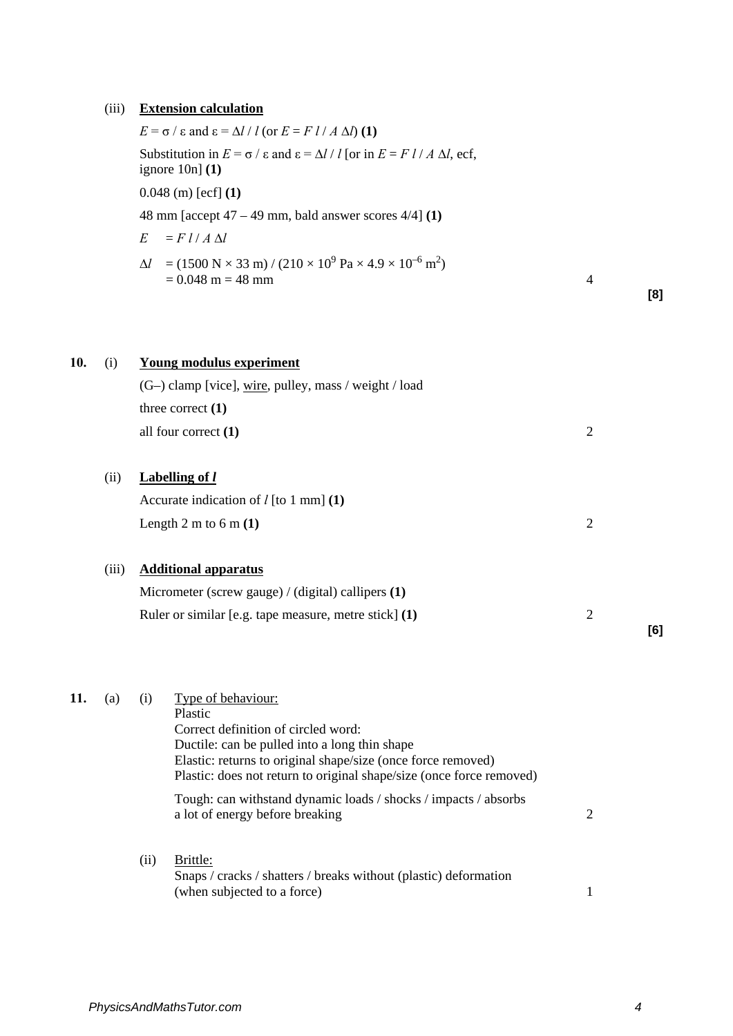(iii) **Extension calculation**

$E = \sigma / \varepsilon$ and $\varepsilon = \Delta l / l$ (or $E = F\,l / A\,\Delta l$) **(1)**

Substitution in $E = \sigma / \varepsilon$ and $\varepsilon = \Delta l / l$ [or in $E = F\,l / A\,\Delta l$, ecf, ignore 10n] **(1)**

0.048 (m) [ecf] **(1)**

48 mm [accept 47 – 49 mm, bald answer scores 4/4] **(1)**

$E = F\,l / A\,\Delta l$

$\Delta l = (1500\text{ N} \times 33\text{ m}) / (210 \times 10^{9}\text{ Pa} \times 4.9 \times 10^{-6}\text{ m}^2)$
$= 0.048\text{ m} = 48\text{ mm}$ — 4

**[8]**

**10.** (i) **Young modulus experiment**

(G–) clamp [vice], wire, pulley, mass / weight / load

three correct **(1)**

all four correct **(1)** — 2

(ii) **Labelling of *l***

Accurate indication of $l$ [to 1 mm] **(1)**

Length 2 m to 6 m **(1)** — 2

(iii) **Additional apparatus**

Micrometer (screw gauge) / (digital) callipers **(1)**

Ruler or similar [e.g. tape measure, metre stick] **(1)** — 2

**[6]**

**11.** (a) (i) Type of behaviour:
Plastic
Correct definition of circled word:
Ductile: can be pulled into a long thin shape
Elastic: returns to original shape/size (once force removed)
Plastic: does not return to original shape/size (once force removed)

Tough: can withstand dynamic loads / shocks / impacts / absorbs a lot of energy before breaking — 2

(ii) Brittle:
Snaps / cracks / shatters / breaks without (plastic) deformation (when subjected to a force) — 1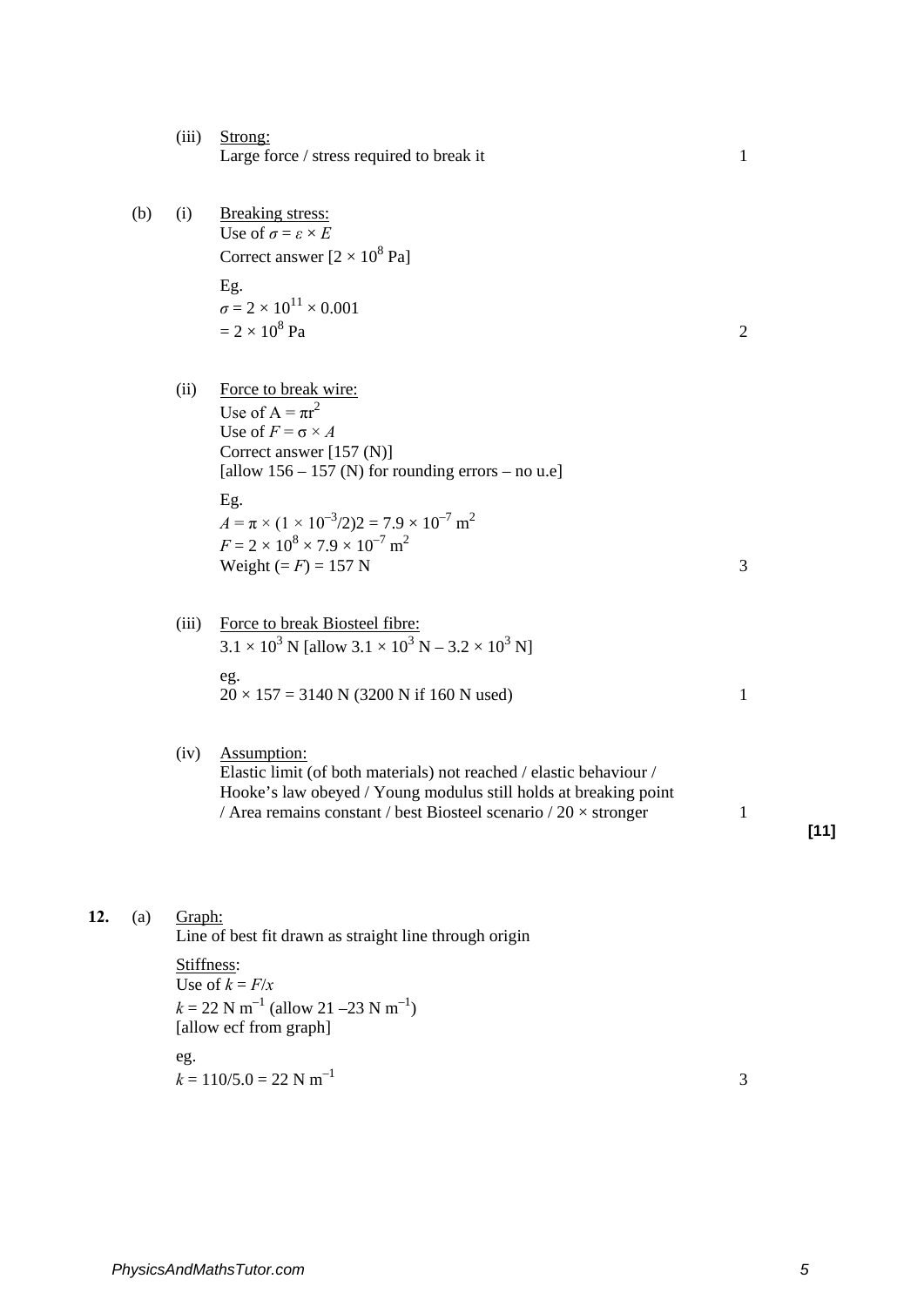(iii) Strong:
Large force / stress required to break it — 1

(b) (i) Breaking stress:
Use of $\sigma = \varepsilon \times E$
Correct answer [$2 \times 10^8$ Pa]

Eg.
$\sigma = 2 \times 10^{11} \times 0.001$
$= 2 \times 10^8$ Pa — 2

(ii) Force to break wire:
Use of $A = \pi r^2$
Use of $F = \sigma \times A$
Correct answer [157 (N)]
[allow 156 – 157 (N) for rounding errors – no u.e]

Eg.
$A = \pi \times (1 \times 10^{-3}/2)2 = 7.9 \times 10^{-7}$ m$^2$
$F = 2 \times 10^8 \times 7.9 \times 10^{-7}$ m$^2$
Weight (= $F$) = 157 N — 3

(iii) Force to break Biosteel fibre:
$3.1 \times 10^3$ N [allow $3.1 \times 10^3$ N – $3.2 \times 10^3$ N]

eg.
$20 \times 157 = 3140$ N (3200 N if 160 N used) — 1

(iv) Assumption:
Elastic limit (of both materials) not reached / elastic behaviour / Hooke's law obeyed / Young modulus still holds at breaking point / Area remains constant / best Biosteel scenario / 20 × stronger — 1

**[11]**

**12.** (a) Graph:
Line of best fit drawn as straight line through origin

Stiffness:
Use of $k = F/x$
$k = 22$ N m$^{-1}$ (allow 21 –23 N m$^{-1}$)
[allow ecf from graph]

eg.
$k = 110/5.0 = 22$ N m$^{-1}$ — 3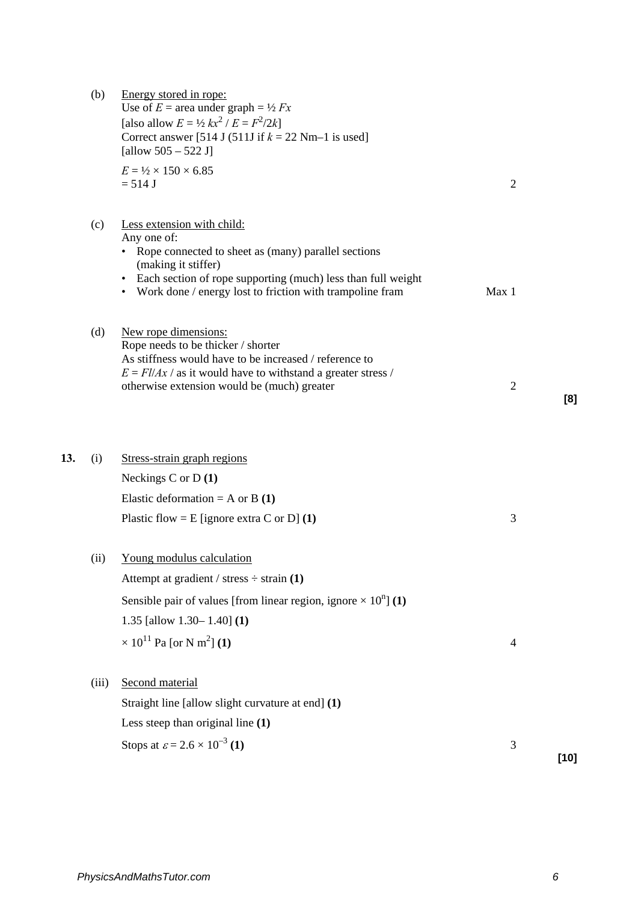(b) Energy stored in rope:
Use of $E$ = area under graph = ½ $Fx$
[also allow $E = ½ kx^2$ / $E = F^2/2k$]
Correct answer [514 J (511J if $k$ = 22 Nm–1 is used]
[allow 505 – 522 J]

$E$ = ½ × 150 × 6.85
= 514 J — 2

(c) Less extension with child:
Any one of:

- Rope connected to sheet as (many) parallel sections (making it stiffer)
- Each section of rope supporting (much) less than full weight
- Work done / energy lost to friction with trampoline fram — Max 1

(d) New rope dimensions:
Rope needs to be thicker / shorter
As stiffness would have to be increased / reference to
$E = Fl/Ax$ / as it would have to withstand a greater stress /
otherwise extension would be (much) greater — 2

**[8]**

**13.** (i) Stress-strain graph regions

Neckings C or D **(1)**

Elastic deformation = A or B **(1)**

Plastic flow = E [ignore extra C or D] **(1)** — 3

(ii) Young modulus calculation

Attempt at gradient / stress ÷ strain **(1)**

Sensible pair of values [from linear region, ignore $\times 10^n$] **(1)**

1.35 [allow 1.30– 1.40] **(1)**

$\times 10^{11}$ Pa [or N m$^2$] **(1)** — 4

(iii) Second material

Straight line [allow slight curvature at end] **(1)**

Less steep than original line **(1)**

Stops at $\varepsilon = 2.6 \times 10^{-3}$ **(1)** — 3

**[10]**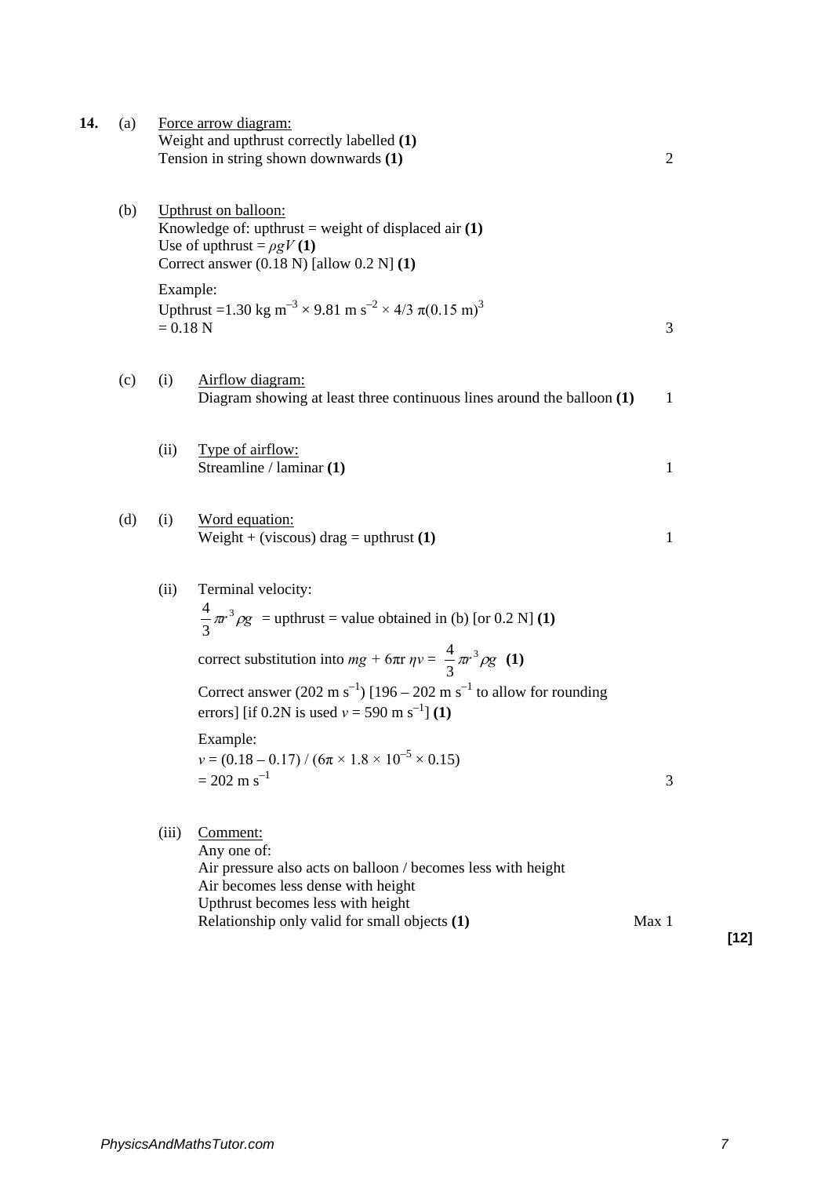**14.** (a) Force arrow diagram:
Weight and upthrust correctly labelled **(1)**
Tension in string shown downwards **(1)** — 2

(b) Upthrust on balloon:
Knowledge of: upthrust = weight of displaced air **(1)**
Use of upthrust = $\rho g V$ **(1)**
Correct answer (0.18 N) [allow 0.2 N] **(1)**

Example:
Upthrust $= 1.30 \text{ kg m}^{-3} \times 9.81 \text{ m s}^{-2} \times 4/3\, \pi (0.15 \text{ m})^3$
$= 0.18$ N — 3

(c) (i) Airflow diagram:
Diagram showing at least three continuous lines around the balloon **(1)** — 1

(ii) Type of airflow:
Streamline / laminar **(1)** — 1

(d) (i) Word equation:
Weight + (viscous) drag = upthrust **(1)** — 1

(ii) Terminal velocity:
$\frac{4}{3}\pi r^3 \rho g$ = upthrust = value obtained in (b) [or 0.2 N] **(1)**

correct substitution into $mg + 6\pi r \eta v = \frac{4}{3}\pi r^3 \rho g$ **(1)**

Correct answer (202 m s$^{-1}$) [196 – 202 m s$^{-1}$ to allow for rounding errors] [if 0.2N is used $v = 590$ m s$^{-1}$] **(1)**

Example:
$v = (0.18 - 0.17) / (6\pi \times 1.8 \times 10^{-5} \times 0.15)$
$= 202$ m s$^{-1}$ — 3

(iii) Comment:
Any one of:
Air pressure also acts on balloon / becomes less with height
Air becomes less dense with height
Upthrust becomes less with height
Relationship only valid for small objects **(1)** — Max 1

**[12]**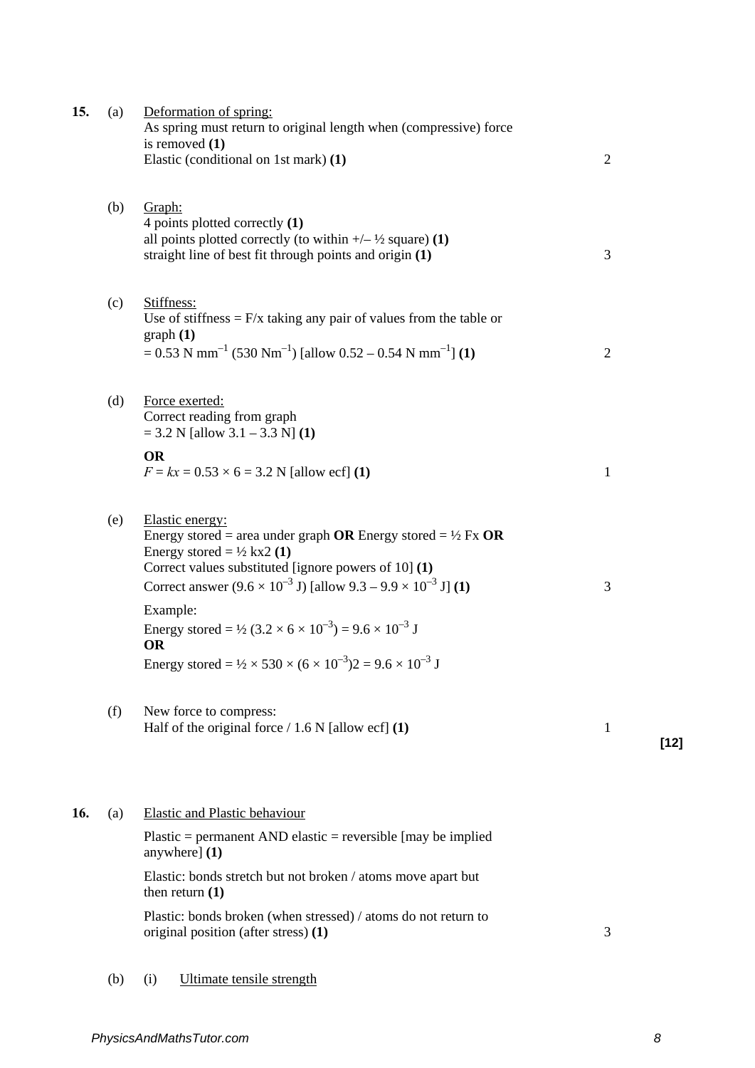**15.** (a) Deformation of spring:
As spring must return to original length when (compressive) force is removed **(1)**
Elastic (conditional on 1st mark) **(1)** — 2

(b) Graph:
4 points plotted correctly **(1)**
all points plotted correctly (to within +/– ½ square) **(1)**
straight line of best fit through points and origin **(1)** — 3

(c) Stiffness:
Use of stiffness = F/x taking any pair of values from the table or graph **(1)**
= 0.53 N mm$^{-1}$ (530 Nm$^{-1}$) [allow 0.52 – 0.54 N mm$^{-1}$] **(1)** — 2

(d) Force exerted:
Correct reading from graph
= 3.2 N [allow 3.1 – 3.3 N] **(1)**

**OR**
$F = kx = 0.53 \times 6 = 3.2$ N [allow ecf] **(1)** — 1

(e) Elastic energy:
Energy stored = area under graph **OR** Energy stored = ½ Fx **OR** Energy stored = ½ kx2 **(1)**
Correct values substituted [ignore powers of 10] **(1)**
Correct answer ($9.6 \times 10^{-3}$ J) [allow 9.3 – 9.9 × $10^{-3}$ J] **(1)** — 3

Example:
Energy stored = ½ ($3.2 \times 6 \times 10^{-3}$) = $9.6 \times 10^{-3}$ J
**OR**
Energy stored = ½ × 530 × ($6 \times 10^{-3}$)2 = $9.6 \times 10^{-3}$ J

(f) New force to compress:
Half of the original force / 1.6 N [allow ecf] **(1)** — 1

**[12]**

**16.** (a) Elastic and Plastic behaviour

Plastic = permanent AND elastic = reversible [may be implied anywhere] **(1)**

Elastic: bonds stretch but not broken / atoms move apart but then return **(1)**

Plastic: bonds broken (when stressed) / atoms do not return to original position (after stress) **(1)** — 3

(b) (i) Ultimate tensile strength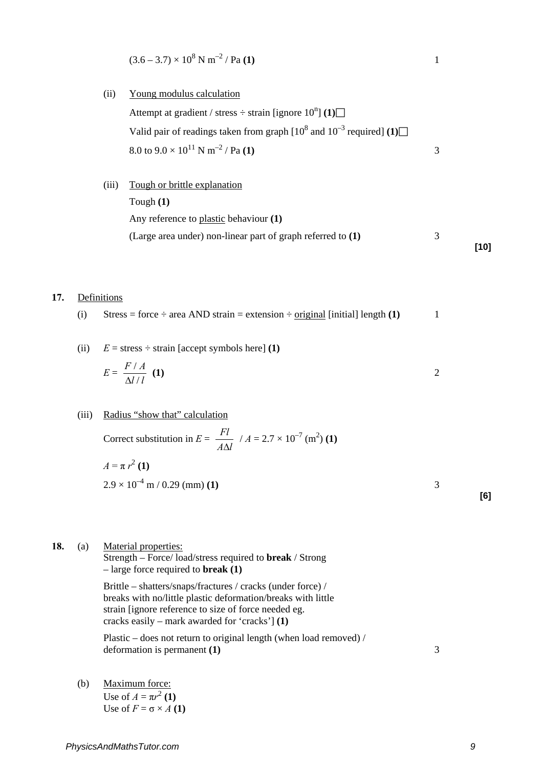$(3.6 – 3.7) \times 10^8$ N m$^{-2}$ / Pa **(1)** 1

(ii) Young modulus calculation

Attempt at gradient / stress ÷ strain [ignore $10^n$] **(1)**☐

Valid pair of readings taken from graph [$10^8$ and $10^{-3}$ required] **(1)**☐

8.0 to $9.0 \times 10^{11}$ N m$^{-2}$ / Pa **(1)** 3

(iii) Tough or brittle explanation

Tough **(1)**

Any reference to plastic behaviour **(1)**

(Large area under) non-linear part of graph referred to **(1)** 3

**[10]**

**17.** Definitions

(i) Stress = force ÷ area AND strain = extension ÷ original [initial] length **(1)** 1

(ii) $E$ = stress ÷ strain [accept symbols here] **(1)**

$E = \dfrac{F / A}{\Delta l / l}$ **(1)** 2

(iii) Radius "show that" calculation

Correct substitution in $E = \dfrac{Fl}{A\Delta l}$ / $A = 2.7 \times 10^{-7}$ (m$^2$) **(1)**

$A = \pi r^2$ **(1)**

$2.9 \times 10^{-4}$ m / 0.29 (mm) **(1)** 3

**[6]**

**18.** (a) Material properties:

Strength – Force/ load/stress required to **break** / Strong – large force required to **break** **(1)**

Brittle – shatters/snaps/fractures / cracks (under force) / breaks with no/little plastic deformation/breaks with little strain [ignore reference to size of force needed eg. cracks easily – mark awarded for 'cracks'] **(1)**

Plastic – does not return to original length (when load removed) / deformation is permanent **(1)** 3

(b) Maximum force:

Use of $A = \pi r^2$ **(1)**

Use of $F = \sigma \times A$ **(1)**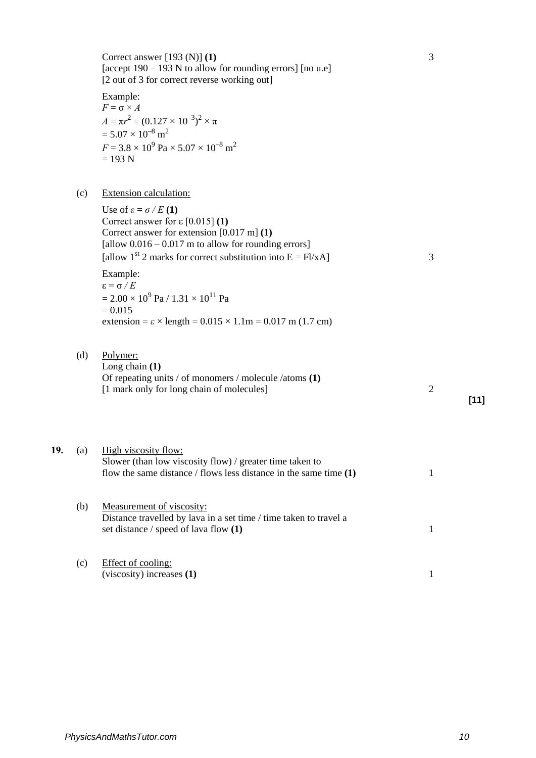Correct answer [193 (N)] **(1)** 3
[accept 190 – 193 N to allow for rounding errors] [no u.e]
[2 out of 3 for correct reverse working out]

Example:
$F = \sigma \times A$
$A = \pi r^2 = (0.127 \times 10^{-3})^2 \times \pi$
$= 5.07 \times 10^{-8}\ \text{m}^2$
$F = 3.8 \times 10^9\ \text{Pa} \times 5.07 \times 10^{-8}\ \text{m}^2$
$= 193\ \text{N}$

(c) Extension calculation:

Use of $\varepsilon = \sigma / E$ **(1)**
Correct answer for ε [0.015] **(1)**
Correct answer for extension [0.017 m] **(1)**
[allow 0.016 – 0.017 m to allow for rounding errors]
[allow 1st 2 marks for correct substitution into $E = Fl/xA$] 3

Example:
$\varepsilon = \sigma / E$
$= 2.00 \times 10^9\ \text{Pa} / 1.31 \times 10^{11}\ \text{Pa}$
$= 0.015$
extension = $\varepsilon \times$ length = $0.015 \times 1.1\text{m} = 0.017$ m (1.7 cm)

(d) Polymer:
Long chain **(1)**
Of repeating units / of monomers / molecule /atoms **(1)**
[1 mark only for long chain of molecules] 2

**[11]**

**19.** (a) High viscosity flow:
Slower (than low viscosity flow) / greater time taken to flow the same distance / flows less distance in the same time **(1)** 1

(b) Measurement of viscosity:
Distance travelled by lava in a set time / time taken to travel a set distance / speed of lava flow **(1)** 1

(c) Effect of cooling:
(viscosity) increases **(1)** 1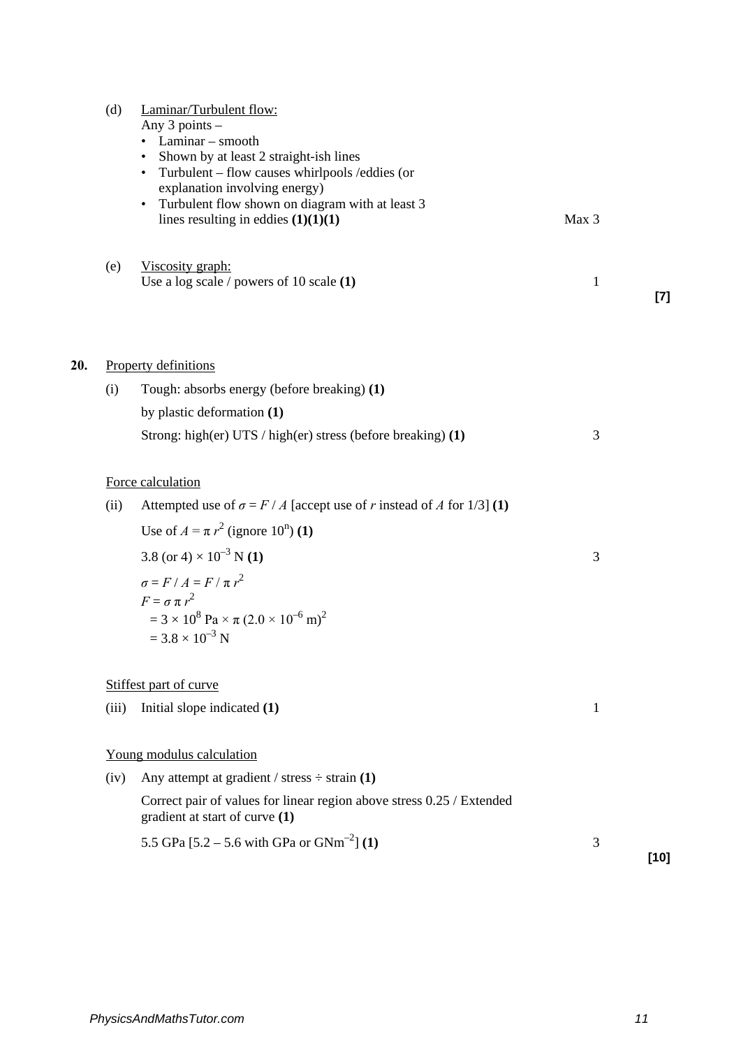(d) Laminar/Turbulent flow:

Any 3 points –

- Laminar – smooth
- Shown by at least 2 straight-ish lines
- Turbulent – flow causes whirlpools /eddies (or explanation involving energy)
- Turbulent flow shown on diagram with at least 3 lines resulting in eddies **(1)(1)(1)** — Max 3

(e) Viscosity graph:

Use a log scale / powers of 10 scale **(1)** — 1

**[7]**

**20.** Property definitions

(i) Tough: absorbs energy (before breaking) **(1)**

by plastic deformation **(1)**

Strong: high(er) UTS / high(er) stress (before breaking) **(1)** — 3

Force calculation

(ii) Attempted use of $\sigma = F / A$ [accept use of $r$ instead of $A$ for 1/3] **(1)**

Use of $A = \pi r^2$ (ignore $10^n$) **(1)**

3.8 (or 4) $\times 10^{-3}$ N **(1)** — 3

$\sigma = F / A = F / \pi r^2$

$F = \sigma \pi r^2$

$= 3 \times 10^8 \text{ Pa} \times \pi (2.0 \times 10^{-6} \text{ m})^2$

$= 3.8 \times 10^{-3}$ N

Stiffest part of curve

(iii) Initial slope indicated **(1)** — 1

Young modulus calculation

(iv) Any attempt at gradient / stress ÷ strain **(1)**

Correct pair of values for linear region above stress 0.25 / Extended gradient at start of curve **(1)**

5.5 GPa [5.2 – 5.6 with GPa or $\text{GNm}^{-2}$] **(1)** — 3

**[10]**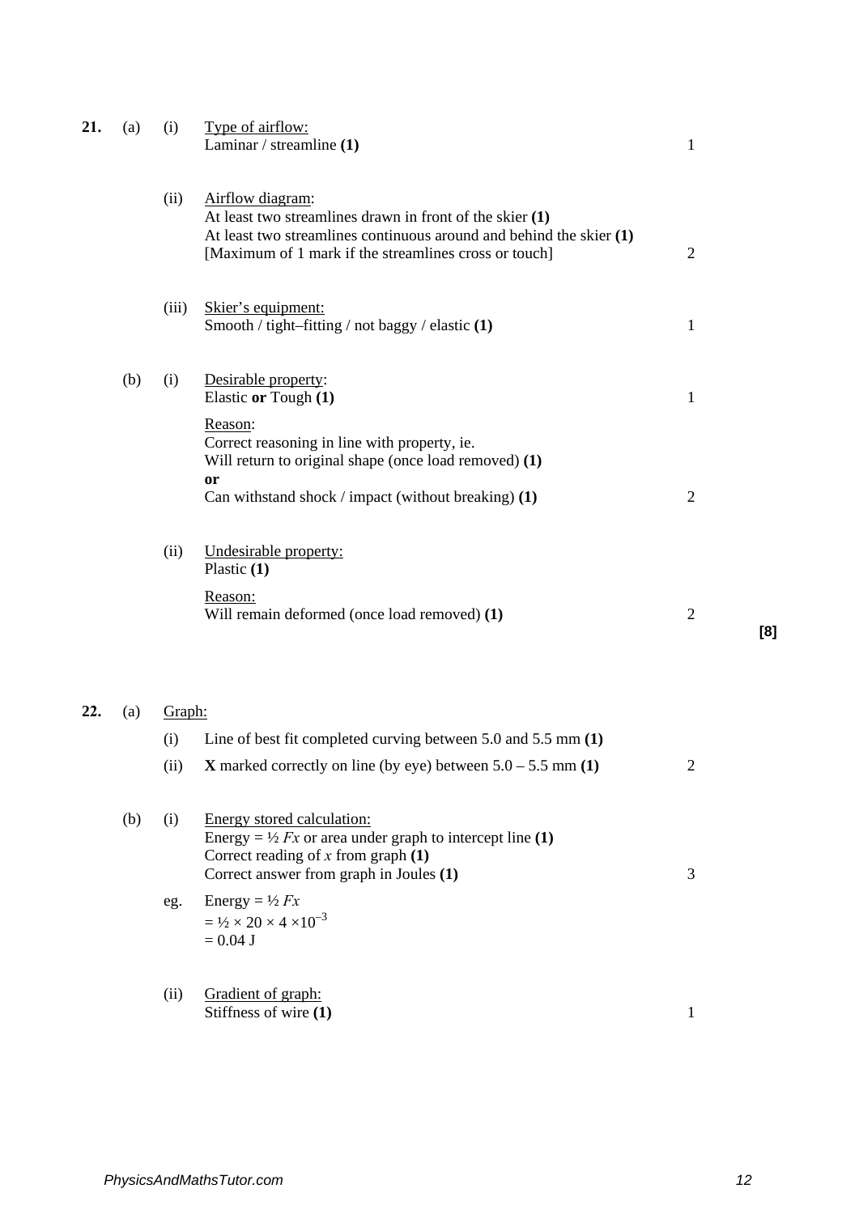**21.** (a) (i) Type of airflow:
Laminar / streamline **(1)** — 1

(ii) Airflow diagram:
At least two streamlines drawn in front of the skier **(1)**
At least two streamlines continuous around and behind the skier **(1)**
[Maximum of 1 mark if the streamlines cross or touch] — 2

(iii) Skier's equipment:
Smooth / tight–fitting / not baggy / elastic **(1)** — 1

(b) (i) Desirable property:
Elastic **or** Tough **(1)** — 1

Reason:
Correct reasoning in line with property, ie.
Will return to original shape (once load removed) **(1)**
**or**
Can withstand shock / impact (without breaking) **(1)** — 2

(ii) Undesirable property:
Plastic **(1)**

Reason:
Will remain deformed (once load removed) **(1)** — 2

**[8]**

**22.** (a) Graph:

(i) Line of best fit completed curving between 5.0 and 5.5 mm **(1)**

(ii) **X** marked correctly on line (by eye) between 5.0 – 5.5 mm **(1)** — 2

(b) (i) Energy stored calculation:
Energy = ½ $Fx$ or area under graph to intercept line **(1)**
Correct reading of $x$ from graph **(1)**
Correct answer from graph in Joules **(1)** — 3

eg. Energy = ½ $Fx$
$= ½ \times 20 \times 4 \times 10^{-3}$
$= 0.04$ J

(ii) Gradient of graph:
Stiffness of wire **(1)** — 1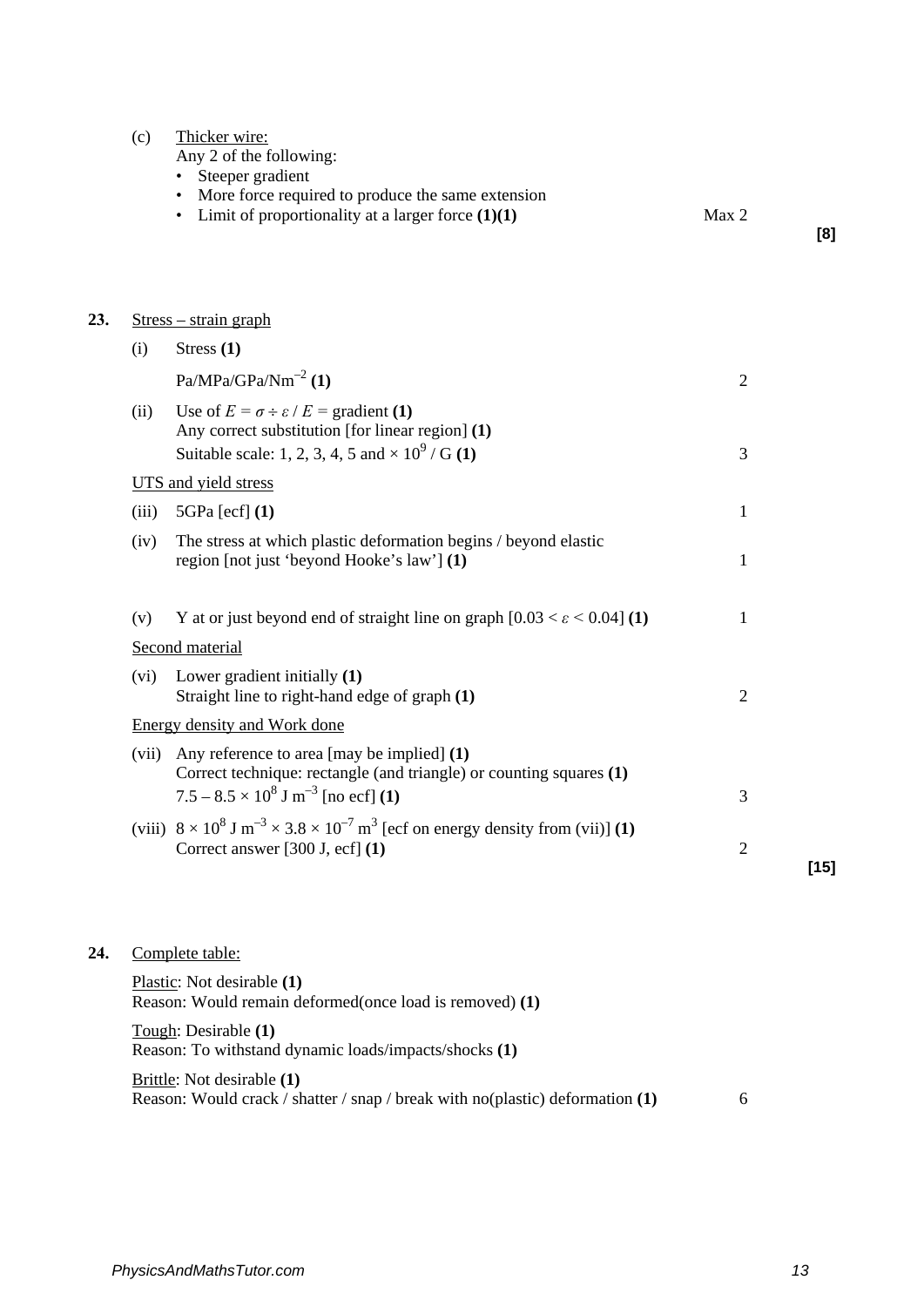(c) Thicker wire:

Any 2 of the following:

- Steeper gradient
- More force required to produce the same extension
- Limit of proportionality at a larger force **(1)(1)** Max 2

**[8]**

**23.** Stress – strain graph

(i) Stress **(1)**

Pa/MPa/GPa/Nm$^{-2}$ **(1)** 2

(ii) Use of $E = \sigma \div \varepsilon$ / $E$ = gradient **(1)**
Any correct substitution [for linear region] **(1)**
Suitable scale: 1, 2, 3, 4, 5 and $\times 10^9$ / G **(1)** 3

UTS and yield stress

(iii) 5GPa [ecf] **(1)** 1

(iv) The stress at which plastic deformation begins / beyond elastic region [not just 'beyond Hooke's law'] **(1)** 1

(v) Y at or just beyond end of straight line on graph [$0.03 < \varepsilon < 0.04$] **(1)** 1

Second material

(vi) Lower gradient initially **(1)**
Straight line to right-hand edge of graph **(1)** 2

Energy density and Work done

(vii) Any reference to area [may be implied] **(1)**
Correct technique: rectangle (and triangle) or counting squares **(1)**
$7.5 – 8.5 \times 10^8$ J m$^{-3}$ [no ecf] **(1)** 3

(viii) $8 \times 10^8$ J m$^{-3}$ $\times$ $3.8 \times 10^{-7}$ m$^3$ [ecf on energy density from (vii)] **(1)**
Correct answer [300 J, ecf] **(1)** 2

**[15]**

**24.** Complete table:

Plastic: Not desirable **(1)**
Reason: Would remain deformed(once load is removed) **(1)**

Tough: Desirable **(1)**
Reason: To withstand dynamic loads/impacts/shocks **(1)**

Brittle: Not desirable **(1)**
Reason: Would crack / shatter / snap / break with no(plastic) deformation **(1)** 6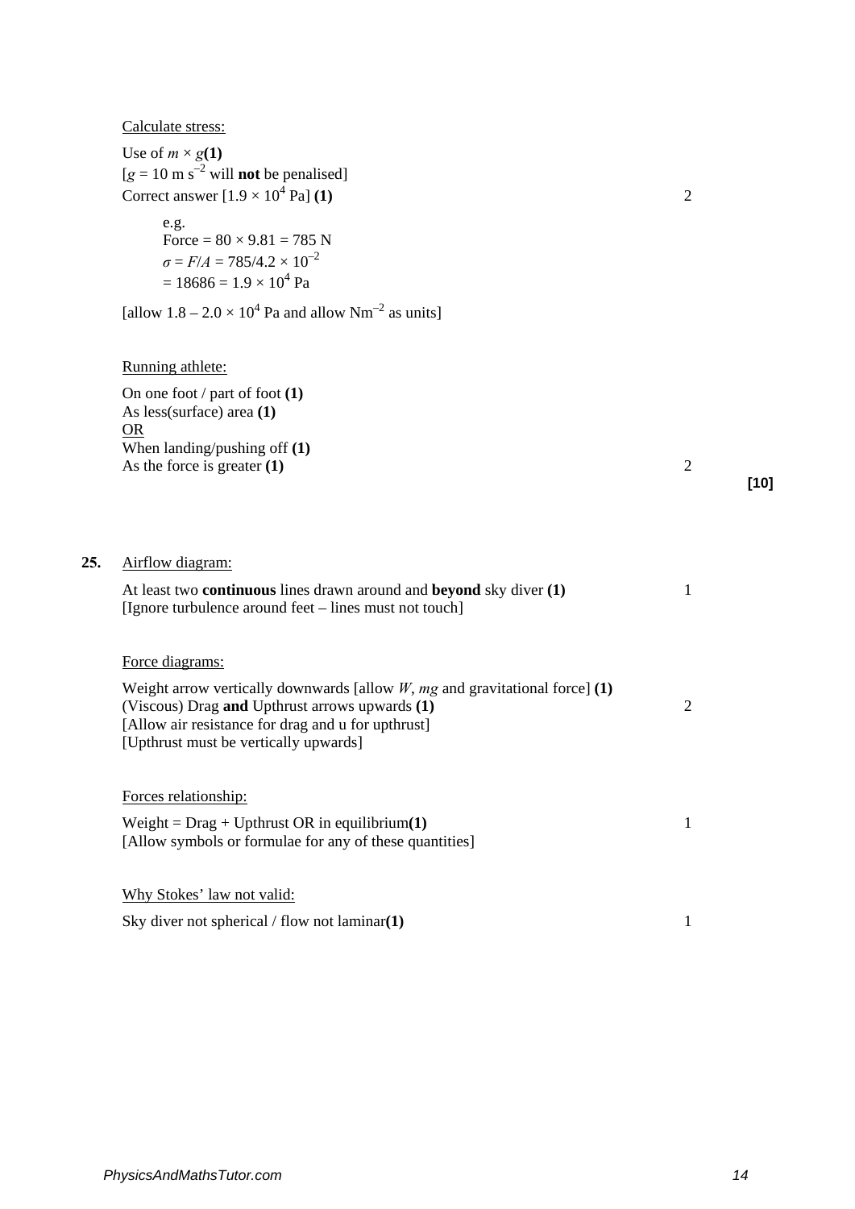Calculate stress:

Use of $m \times g$ **(1)**
[$g = 10 \text{ m s}^{-2}$ will **not** be penalised]
Correct answer [$1.9 \times 10^4$ Pa] **(1)** 2

e.g.
Force = $80 \times 9.81 = 785$ N
$\sigma = F/A = 785/4.2 \times 10^{-2}$
$= 18686 = 1.9 \times 10^4$ Pa

[allow $1.8 - 2.0 \times 10^4$ Pa and allow $\text{Nm}^{-2}$ as units]

Running athlete:

On one foot / part of foot **(1)**
As less(surface) area **(1)**
OR
When landing/pushing off **(1)**
As the force is greater **(1)** 2

**[10]**

**25.** Airflow diagram:

At least two **continuous** lines drawn around and **beyond** sky diver **(1)** 1
[Ignore turbulence around feet – lines must not touch]

Force diagrams:

Weight arrow vertically downwards [allow $W$, $mg$ and gravitational force] **(1)**
(Viscous) Drag **and** Upthrust arrows upwards **(1)** 2
[Allow air resistance for drag and u for upthrust]
[Upthrust must be vertically upwards]

Forces relationship:

Weight = Drag + Upthrust OR in equilibrium **(1)** 1
[Allow symbols or formulae for any of these quantities]

Why Stokes' law not valid:

Sky diver not spherical / flow not laminar **(1)** 1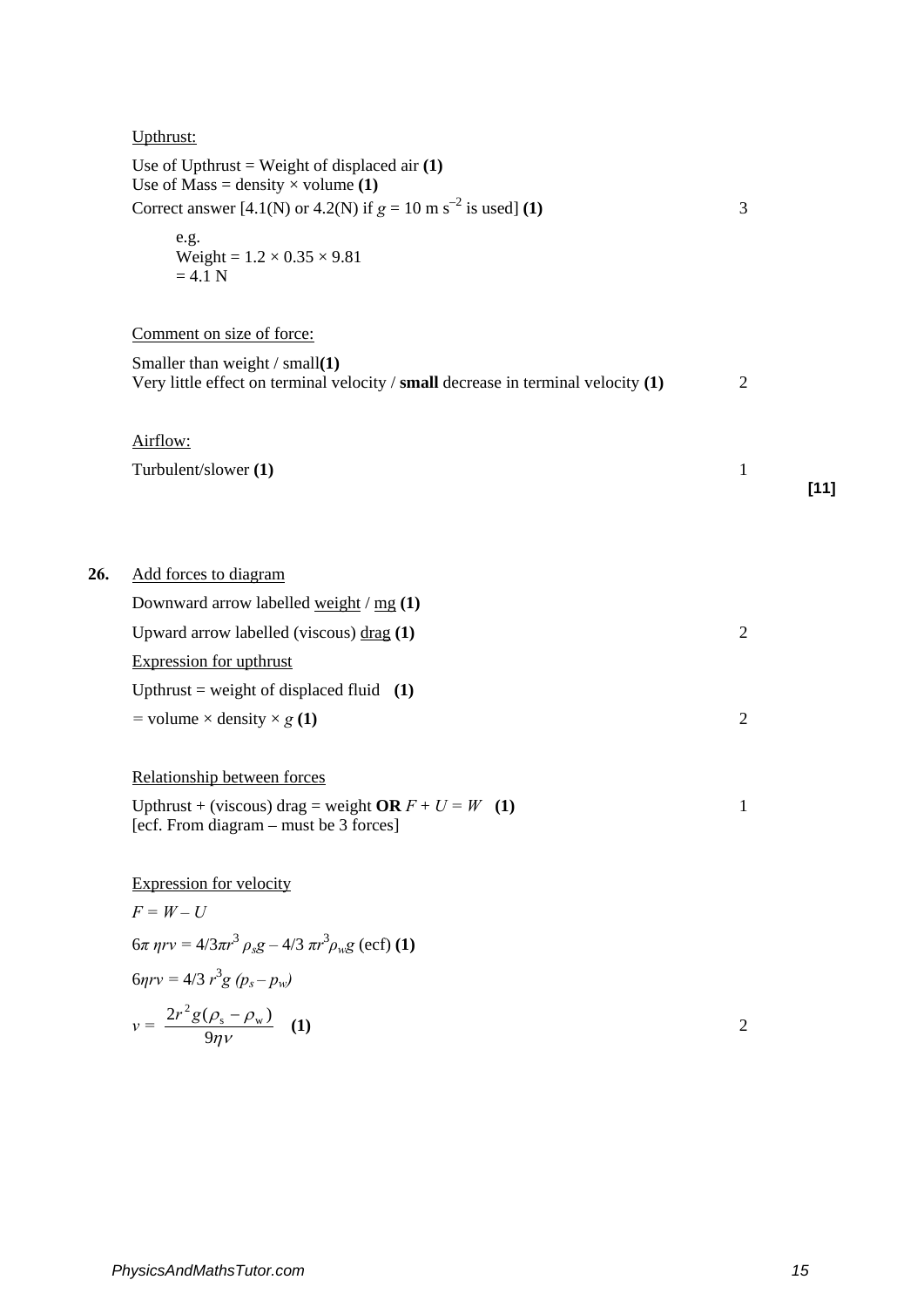Upthrust:

Use of Upthrust = Weight of displaced air **(1)**
Use of Mass = density × volume **(1)**
Correct answer [4.1(N) or 4.2(N) if $g = 10 \text{ m s}^{-2}$ is used] **(1)** 3

e.g.
Weight = 1.2 × 0.35 × 9.81
= 4.1 N

Comment on size of force:

Smaller than weight / small **(1)**
Very little effect on terminal velocity / **small** decrease in terminal velocity **(1)** 2

Airflow:

Turbulent/slower **(1)** 1

**[11]**

**26.** Add forces to diagram

Downward arrow labelled weight / mg **(1)**

Upward arrow labelled (viscous) drag **(1)** 2

Expression for upthrust

Upthrust = weight of displaced fluid **(1)**

= volume × density × $g$ **(1)** 2

Relationship between forces

Upthrust + (viscous) drag = weight **OR** $F + U = W$ **(1)** 1
[ecf. From diagram – must be 3 forces]

Expression for velocity

$F = W - U$

$6\pi \eta r v = 4/3\pi r^3 \rho_s g - 4/3\, \pi r^3 \rho_w g$ (ecf) **(1)**

$6\eta r v = 4/3\, r^3 g\, (p_s - p_w)$

$v = \dfrac{2r^2 g(\rho_s - \rho_w)}{9\eta v}$ **(1)** 2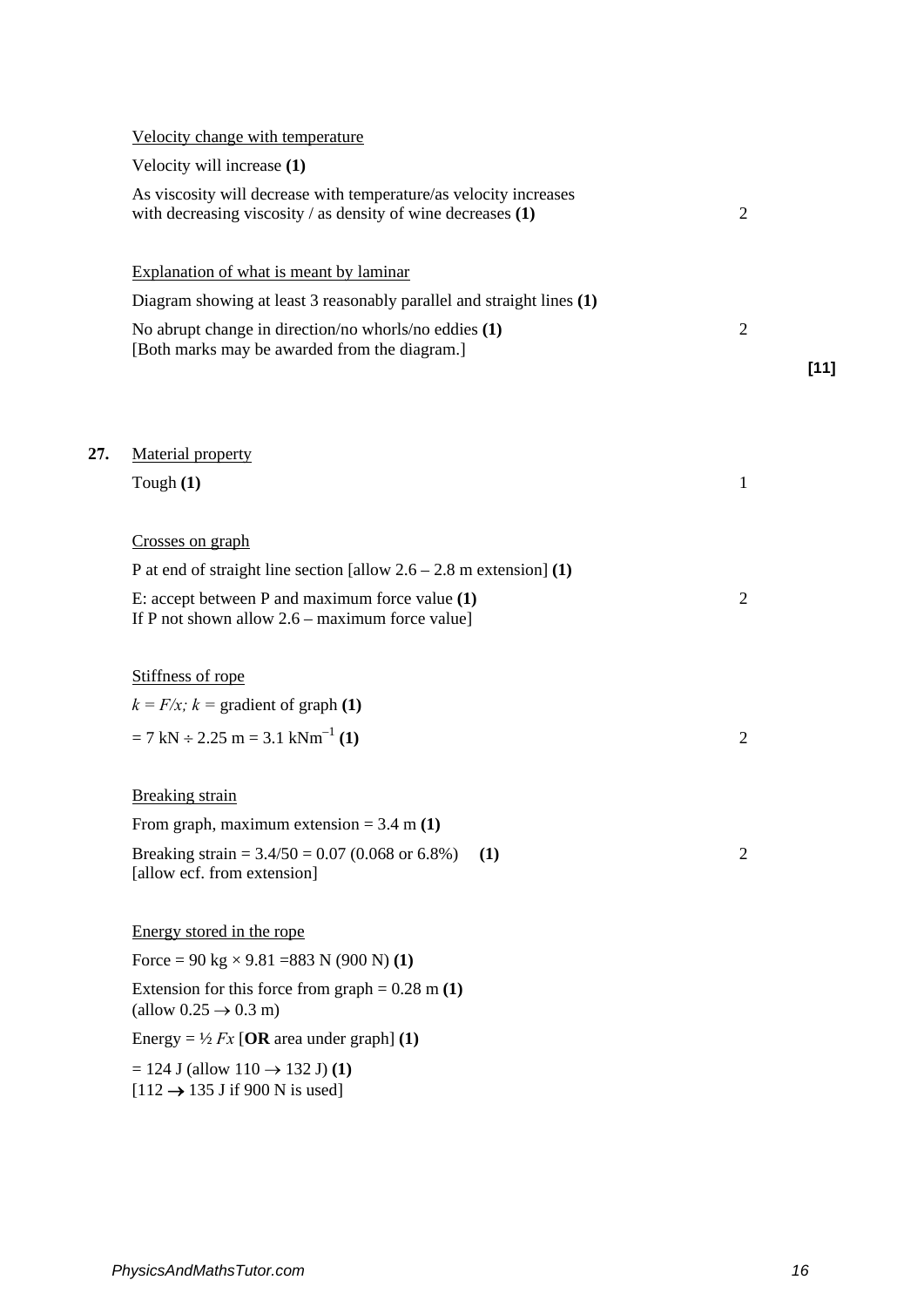Velocity change with temperature

Velocity will increase **(1)**

As viscosity will decrease with temperature/as velocity increases with decreasing viscosity / as density of wine decreases **(1)** 2

Explanation of what is meant by laminar

Diagram showing at least 3 reasonably parallel and straight lines **(1)**

No abrupt change in direction/no whorls/no eddies **(1)** 2
[Both marks may be awarded from the diagram.]

**[11]**

**27.** Material property

Tough **(1)** 1

Crosses on graph

P at end of straight line section [allow 2.6 – 2.8 m extension] **(1)**

E: accept between P and maximum force value **(1)** 2
If P not shown allow 2.6 – maximum force value]

Stiffness of rope

$k = F/x$; $k$ = gradient of graph **(1)**

$= 7 \text{ kN} \div 2.25 \text{ m} = 3.1 \text{ kNm}^{-1}$ **(1)** 2

Breaking strain

From graph, maximum extension = 3.4 m **(1)**

Breaking strain = 3.4/50 = 0.07 (0.068 or 6.8%) **(1)** 2
[allow ecf. from extension]

Energy stored in the rope

Force = 90 kg × 9.81 =883 N (900 N) **(1)**

Extension for this force from graph = 0.28 m **(1)**
(allow 0.25 → 0.3 m)

Energy = ½ $Fx$ [**OR** area under graph] **(1)**

= 124 J (allow 110 → 132 J) **(1)**
[112 → 135 J if 900 N is used]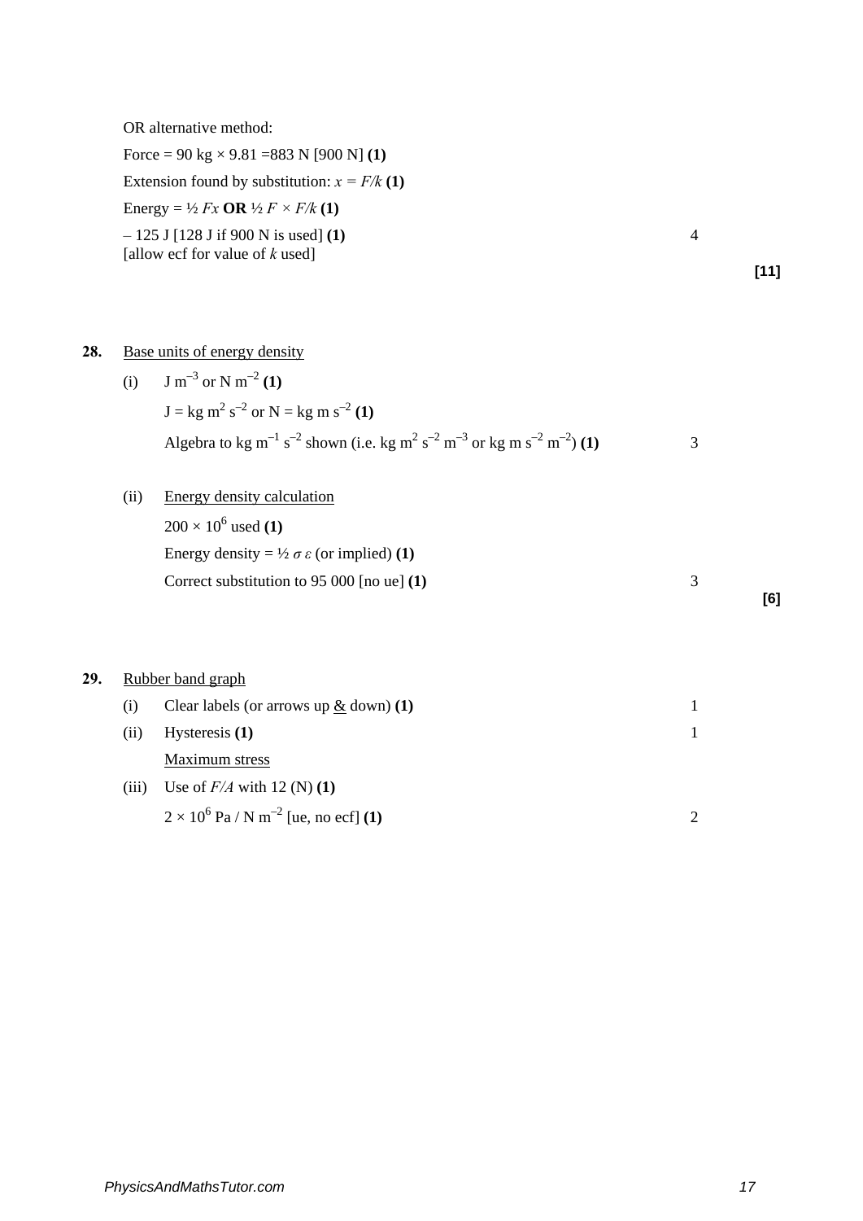OR alternative method:

Force = 90 kg × 9.81 =883 N [900 N] **(1)**

Extension found by substitution: $x = F/k$ **(1)**

Energy = ½ $Fx$ **OR** ½ $F \times F/k$ **(1)**

– 125 J [128 J if 900 N is used] **(1)** 4

[allow ecf for value of $k$ used]

**[11]**

**28.** Base units of energy density

(i) J $m^{-3}$ or N $m^{-2}$ **(1)**

J = kg $m^2$ $s^{-2}$ or N = kg m $s^{-2}$ **(1)**

Algebra to kg $m^{-1}$ $s^{-2}$ shown (i.e. kg $m^2$ $s^{-2}$ $m^{-3}$ or kg m $s^{-2}$ $m^{-2}$) **(1)** 3

(ii) Energy density calculation

$200 \times 10^6$ used **(1)**

Energy density = ½ $\sigma\,\varepsilon$ (or implied) **(1)**

Correct substitution to 95 000 [no ue] **(1)** 3

**[6]**

**29.** Rubber band graph

(i) Clear labels (or arrows up & down) **(1)** 1

(ii) Hysteresis **(1)** 1

Maximum stress

(iii) Use of $F/A$ with 12 (N) **(1)**

$2 \times 10^6$ Pa / N $m^{-2}$ [ue, no ecf] **(1)** 2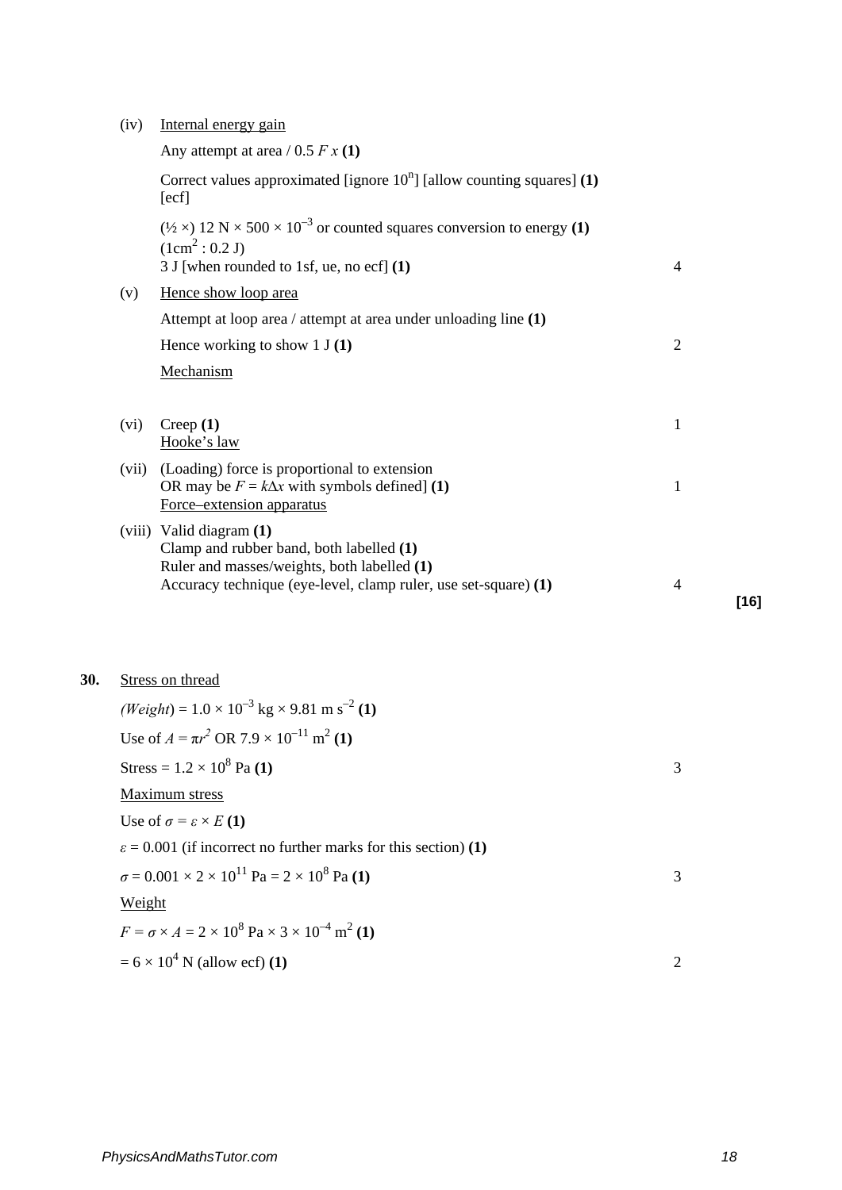(iv) Internal energy gain

Any attempt at area / 0.5 $F\,x$ **(1)**

Correct values approximated [ignore $10^n$] [allow counting squares] **(1)** [ecf]

(½ ×) 12 N × 500 × $10^{-3}$ or counted squares conversion to energy **(1)**
($1\text{cm}^2$ : 0.2 J)
3 J [when rounded to 1sf, ue, no ecf] **(1)** — 4

(v) Hence show loop area

Attempt at loop area / attempt at area under unloading line **(1)**

Hence working to show 1 J **(1)** — 2

Mechanism

(vi) Creep **(1)** — 1

Hooke's law

(vii) (Loading) force is proportional to extension
OR may be $F = k\Delta x$ with symbols defined] **(1)** — 1

Force–extension apparatus

(viii) Valid diagram **(1)**
Clamp and rubber band, both labelled **(1)**
Ruler and masses/weights, both labelled **(1)**
Accuracy technique (eye-level, clamp ruler, use set-square) **(1)** — 4

**[16]**

**30.** Stress on thread

(*Weight*) = $1.0 \times 10^{-3}$ kg × 9.81 m $s^{-2}$ **(1)**

Use of $A = \pi r^2$ OR $7.9 \times 10^{-11}$ $m^2$ **(1)**

Stress = $1.2 \times 10^8$ Pa **(1)** — 3

Maximum stress

Use of $\sigma = \varepsilon \times E$ **(1)**

$\varepsilon = 0.001$ (if incorrect no further marks for this section) **(1)**

$\sigma = 0.001 \times 2 \times 10^{11}$ Pa = $2 \times 10^8$ Pa **(1)** — 3

Weight

$F = \sigma \times A = 2 \times 10^8$ Pa × $3 \times 10^{-4}$ $m^2$ **(1)**

= $6 \times 10^4$ N (allow ecf) **(1)** — 2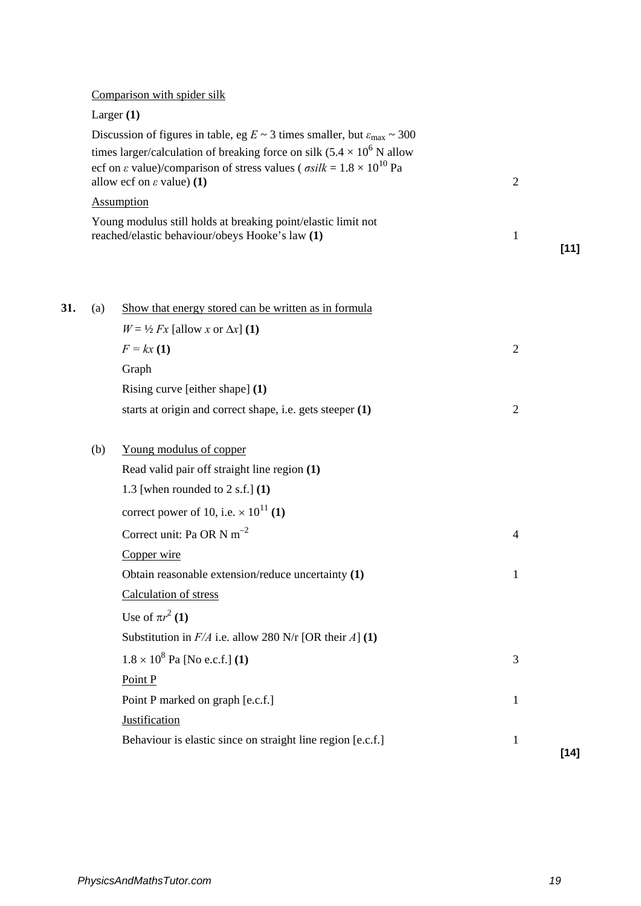Comparison with spider silk

Larger **(1)**

Discussion of figures in table, eg $E$ ~ 3 times smaller, but $\varepsilon_{max}$ ~ 300 times larger/calculation of breaking force on silk ($5.4 \times 10^6$ N allow ecf on $\varepsilon$ value)/comparison of stress values ( $\sigma silk = 1.8 \times 10^{10}$ Pa allow ecf on $\varepsilon$ value) **(1)** — 2

Assumption

Young modulus still holds at breaking point/elastic limit not reached/elastic behaviour/obeys Hooke's law **(1)** — 1

**[11]**

**31.** (a) Show that energy stored can be written as in formula

$W = ½ Fx$ [allow $x$ or $\Delta x$] **(1)**

$F = kx$ **(1)** — 2

Graph

Rising curve [either shape] **(1)**

starts at origin and correct shape, i.e. gets steeper **(1)** — 2

(b) Young modulus of copper

Read valid pair off straight line region **(1)**

1.3 [when rounded to 2 s.f.] **(1)**

correct power of 10, i.e. $\times 10^{11}$ **(1)**

Correct unit: Pa OR N m$^{-2}$ — 4

Copper wire

Obtain reasonable extension/reduce uncertainty **(1)** — 1

Calculation of stress

Use of $\pi r^2$ **(1)**

Substitution in $F/A$ i.e. allow 280 N/r [OR their $A$] **(1)**

$1.8 \times 10^8$ Pa [No e.c.f.] **(1)** — 3

Point P

Point P marked on graph [e.c.f.] — 1

Justification

Behaviour is elastic since on straight line region [e.c.f.] — 1

**[14]**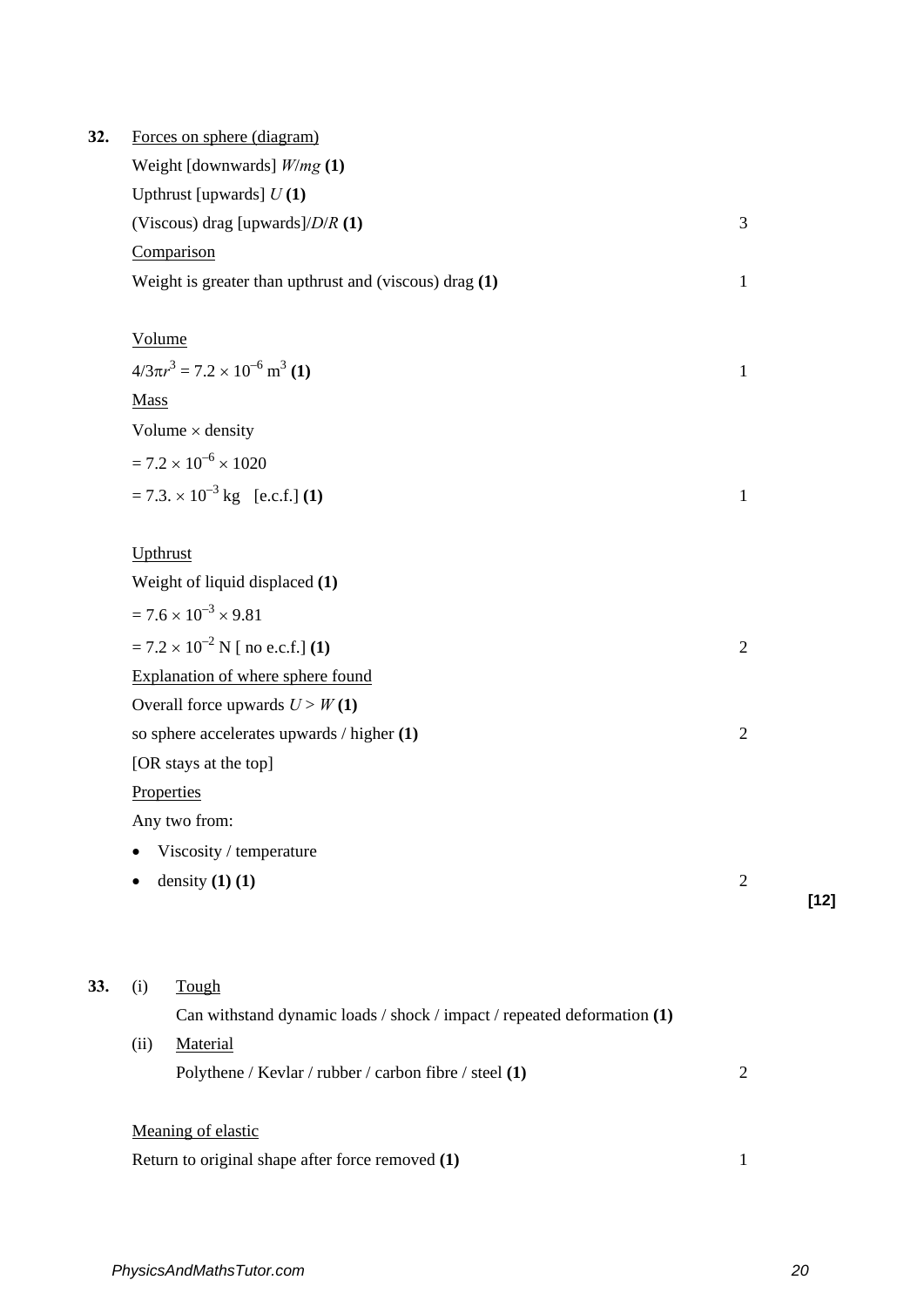**32.** Forces on sphere (diagram)

Weight [downwards] $W/mg$ **(1)**

Upthrust [upwards] $U$ **(1)**

(Viscous) drag [upwards]/$D/R$ **(1)** — 3

Comparison

Weight is greater than upthrust and (viscous) drag **(1)** — 1

Volume

$4/3\pi r^3 = 7.2 \times 10^{-6}$ m$^3$ **(1)** — 1

Mass

Volume $\times$ density

$= 7.2 \times 10^{-6} \times 1020$

$= 7.3. \times 10^{-3}$ kg [e.c.f.] **(1)** — 1

Upthrust

Weight of liquid displaced **(1)**

$= 7.6 \times 10^{-3} \times 9.81$

$= 7.2 \times 10^{-2}$ N [ no e.c.f.] **(1)** — 2

Explanation of where sphere found

Overall force upwards $U > W$ **(1)**

so sphere accelerates upwards / higher **(1)** — 2

[OR stays at the top]

Properties

Any two from:

- Viscosity / temperature
- density **(1) (1)** — 2

**[12]**

**33.** (i) Tough

Can withstand dynamic loads / shock / impact / repeated deformation **(1)**

(ii) Material

Polythene / Kevlar / rubber / carbon fibre / steel **(1)** — 2

Meaning of elastic

Return to original shape after force removed **(1)** — 1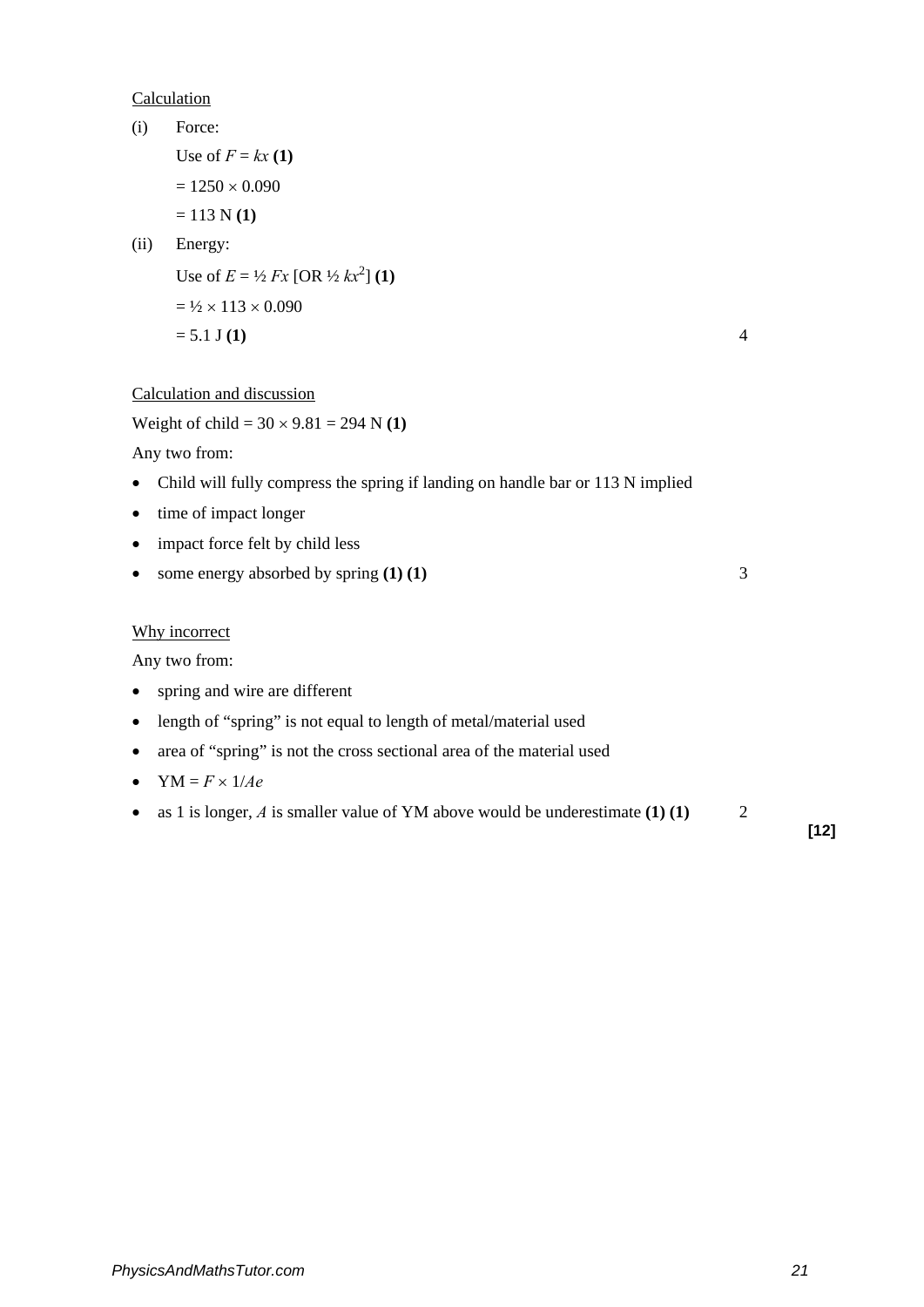Calculation

(i) Force:

Use of $F = kx$ **(1)**

$= 1250 \times 0.090$

$= 113$ N **(1)**

(ii) Energy:

Use of $E = ½\ Fx$ [OR $½\ kx^2$] **(1)**

$= ½ \times 113 \times 0.090$

$= 5.1$ J **(1)** 4

Calculation and discussion

Weight of child $= 30 \times 9.81 = 294$ N **(1)**

Any two from:

- Child will fully compress the spring if landing on handle bar or 113 N implied
- time of impact longer
- impact force felt by child less
- some energy absorbed by spring **(1) (1)** 3

Why incorrect

Any two from:

- spring and wire are different
- length of "spring" is not equal to length of metal/material used
- area of "spring" is not the cross sectional area of the material used
- YM $= F \times 1/Ae$
- as 1 is longer, $A$ is smaller value of YM above would be underestimate **(1) (1)** 2

**[12]**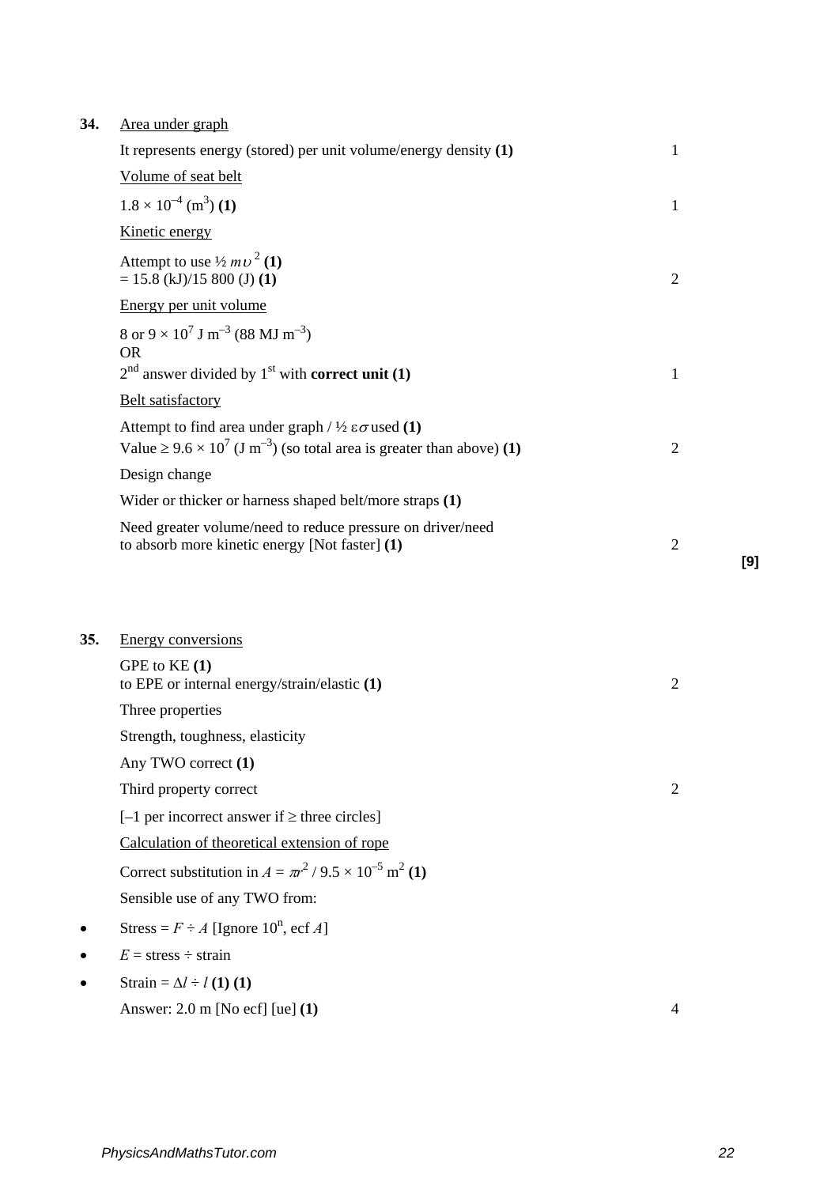**34.** <u>Area under graph</u>

| | | |
|---|---|---|
| It represents energy (stored) per unit volume/energy density **(1)** | 1 | |
| <u>Volume of seat belt</u> | | |
| $1.8 \times 10^{-4}$ ($m^3$) **(1)** | 1 | |
| <u>Kinetic energy</u> | | |
| Attempt to use ½ $m\upsilon^2$ **(1)**<br>= 15.8 (kJ)/15 800 (J) **(1)** | 2 | |
| <u>Energy per unit volume</u> | | |
| 8 or $9 \times 10^7$ J $m^{-3}$ (88 MJ $m^{-3}$)<br>OR<br>2nd answer divided by 1st with **correct unit (1)** | 1 | |
| <u>Belt satisfactory</u> | | |
| Attempt to find area under graph / ½ $\varepsilon\sigma$ used **(1)**<br>Value ≥ $9.6 \times 10^7$ (J $m^{-3}$) (so total area is greater than above) **(1)** | 2 | |
| Design change | | |
| Wider or thicker or harness shaped belt/more straps **(1)** | | |
| Need greater volume/need to reduce pressure on driver/need to absorb more kinetic energy [Not faster] **(1)** | 2 | **[9]** |

**35.** <u>Energy conversions</u>

| | |
|---|---|
| GPE to KE **(1)**<br>to EPE or internal energy/strain/elastic **(1)** | 2 |
| Three properties | |
| Strength, toughness, elasticity | |
| Any TWO correct **(1)** | |
| Third property correct | 2 |
| [–1 per incorrect answer if ≥ three circles] | |
| <u>Calculation of theoretical extension of rope</u> | |
| Correct substitution in $A = \pi r^2$ / $9.5 \times 10^{-5}$ $m^2$ **(1)** | |
| Sensible use of any TWO from: | |
| • Stress = $F \div A$ [Ignore $10^n$, ecf $A$] | |
| • $E$ = stress ÷ strain | |
| • Strain = $\Delta l \div l$ **(1) (1)** | |
| Answer: 2.0 m [No ecf] [ue] **(1)** | 4 |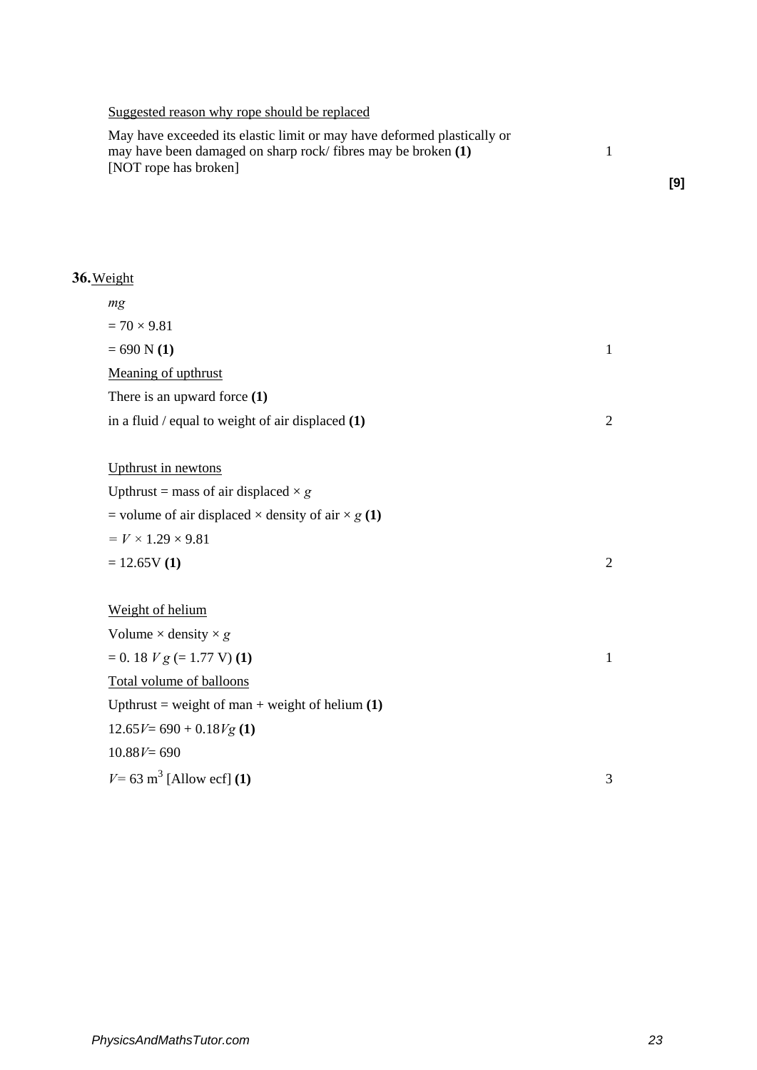Suggested reason why rope should be replaced

May have exceeded its elastic limit or may have deformed plastically or may have been damaged on sharp rock/ fibres may be broken **(1)** 1
[NOT rope has broken]

**[9]**

**36.** Weight

$mg$

$= 70 \times 9.81$

$= 690$ N **(1)** 1

Meaning of upthrust

There is an upward force **(1)**

in a fluid / equal to weight of air displaced **(1)** 2

Upthrust in newtons

Upthrust = mass of air displaced $\times g$

= volume of air displaced $\times$ density of air $\times g$ **(1)**

$= V \times 1.29 \times 9.81$

$= 12.65V$ **(1)** 2

Weight of helium

Volume $\times$ density $\times g$

$= 0.18\ V g$ ($= 1.77$ V) **(1)** 1

Total volume of balloons

Upthrust = weight of man + weight of helium **(1)**

$12.65V = 690 + 0.18Vg$ **(1)**

$10.88V = 690$

$V = 63$ m$^3$ [Allow ecf] **(1)** 3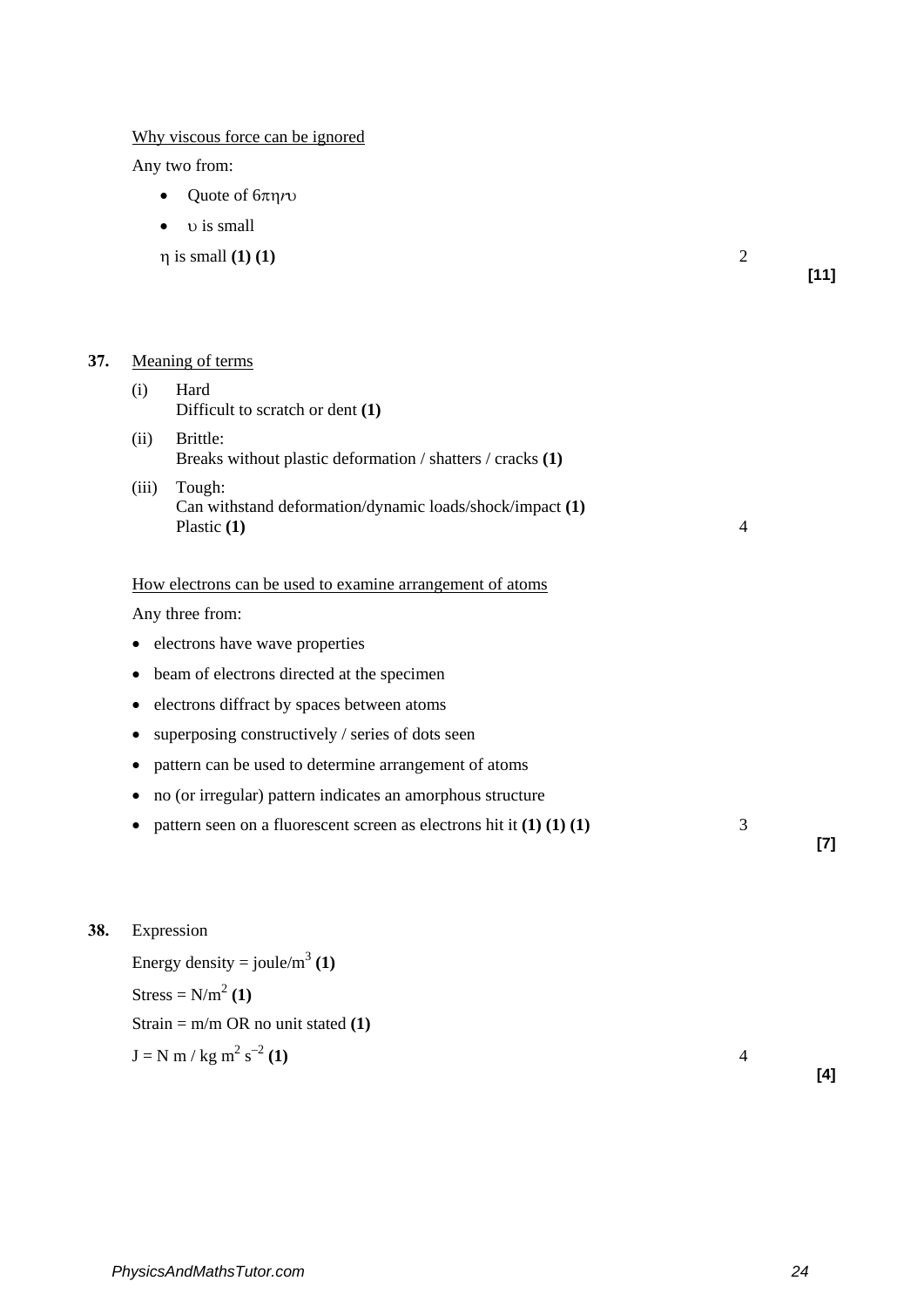Why viscous force can be ignored

Any two from:

- Quote of $6\pi\eta r\upsilon$
- $\upsilon$ is small

$\eta$ is small **(1) (1)** 2

**[11]**

**37.** Meaning of terms

(i) Hard
Difficult to scratch or dent **(1)**

(ii) Brittle:
Breaks without plastic deformation / shatters / cracks **(1)**

(iii) Tough:
Can withstand deformation/dynamic loads/shock/impact **(1)**
Plastic **(1)** 4

How electrons can be used to examine arrangement of atoms

Any three from:

- electrons have wave properties
- beam of electrons directed at the specimen
- electrons diffract by spaces between atoms
- superposing constructively / series of dots seen
- pattern can be used to determine arrangement of atoms
- no (or irregular) pattern indicates an amorphous structure
- pattern seen on a fluorescent screen as electrons hit it **(1) (1) (1)** 3

**[7]**

**38.** Expression

Energy density = joule/$m^3$ **(1)**

Stress = N/$m^2$ **(1)**

Strain = m/m OR no unit stated **(1)**

J = N m / kg $m^2$ $s^{-2}$ **(1)** 4

**[4]**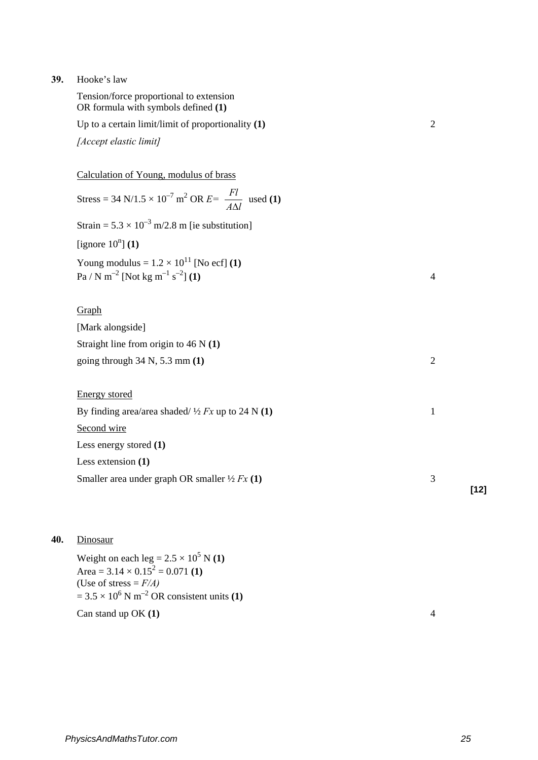**39.** Hooke's law

Tension/force proportional to extension
OR formula with symbols defined **(1)**

Up to a certain limit/limit of proportionality **(1)** — 2

*[Accept elastic limit]*

<u>Calculation of Young, modulus of brass</u>

Stress = 34 N/$1.5 \times 10^{-7}$ m$^2$ OR $E = \dfrac{Fl}{A\Delta l}$ used **(1)**

Strain = $5.3 \times 10^{-3}$ m/2.8 m [ie substitution]

[ignore $10^n$] **(1)**

Young modulus = $1.2 \times 10^{11}$ [No ecf] **(1)**
Pa / N m$^{-2}$ [Not kg m$^{-1}$ s$^{-2}$] **(1)** — 4

<u>Graph</u>

[Mark alongside]

Straight line from origin to 46 N **(1)**

going through 34 N, 5.3 mm **(1)** — 2

<u>Energy stored</u>

By finding area/area shaded/ ½ $Fx$ up to 24 N **(1)** — 1

<u>Second wire</u>

Less energy stored **(1)**

Less extension **(1)**

Smaller area under graph OR smaller ½ $Fx$ **(1)** — 3

**[12]**

**40.** <u>Dinosaur</u>

Weight on each leg = $2.5 \times 10^5$ N **(1)**
Area = $3.14 \times 0.15^2 = 0.071$ **(1)**
(Use of stress = $F/A$)
= $3.5 \times 10^6$ N m$^{-2}$ OR consistent units **(1)**

Can stand up OK **(1)** — 4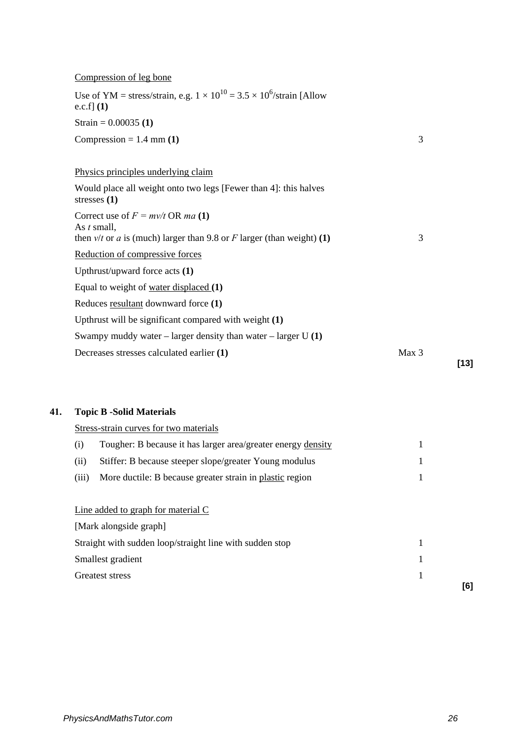<u>Compression of leg bone</u>

Use of YM = stress/strain, e.g. $1 \times 10^{10} = 3.5 \times 10^{6}$/strain [Allow e.c.f] **(1)**

Strain = 0.00035 **(1)**

Compression = 1.4 mm **(1)** — 3

<u>Physics principles underlying claim</u>

Would place all weight onto two legs [Fewer than 4]: this halves stresses **(1)**

Correct use of $F = mv/t$ OR $ma$ **(1)**
As $t$ small,
then $v/t$ or $a$ is (much) larger than 9.8 or $F$ larger (than weight) **(1)** — 3

<u>Reduction of compressive forces</u>

Upthrust/upward force acts **(1)**

Equal to weight of <u>water displaced</u> **(1)**

Reduces <u>resultant</u> downward force **(1)**

Upthrust will be significant compared with weight **(1)**

Swampy muddy water – larger density than water – larger U **(1)**

Decreases stresses calculated earlier **(1)** — Max 3

**[13]**

**41. Topic B -Solid Materials**

<u>Stress-strain curves for two materials</u>

(i) Tougher: B because it has larger area/greater energy <u>density</u> — 1

(ii) Stiffer: B because steeper slope/greater Young modulus — 1

(iii) More ductile: B because greater strain in <u>plastic</u> region — 1

<u>Line added to graph for material C</u>

[Mark alongside graph]

Straight with sudden loop/straight line with sudden stop — 1

Smallest gradient — 1

Greatest stress — 1

**[6]**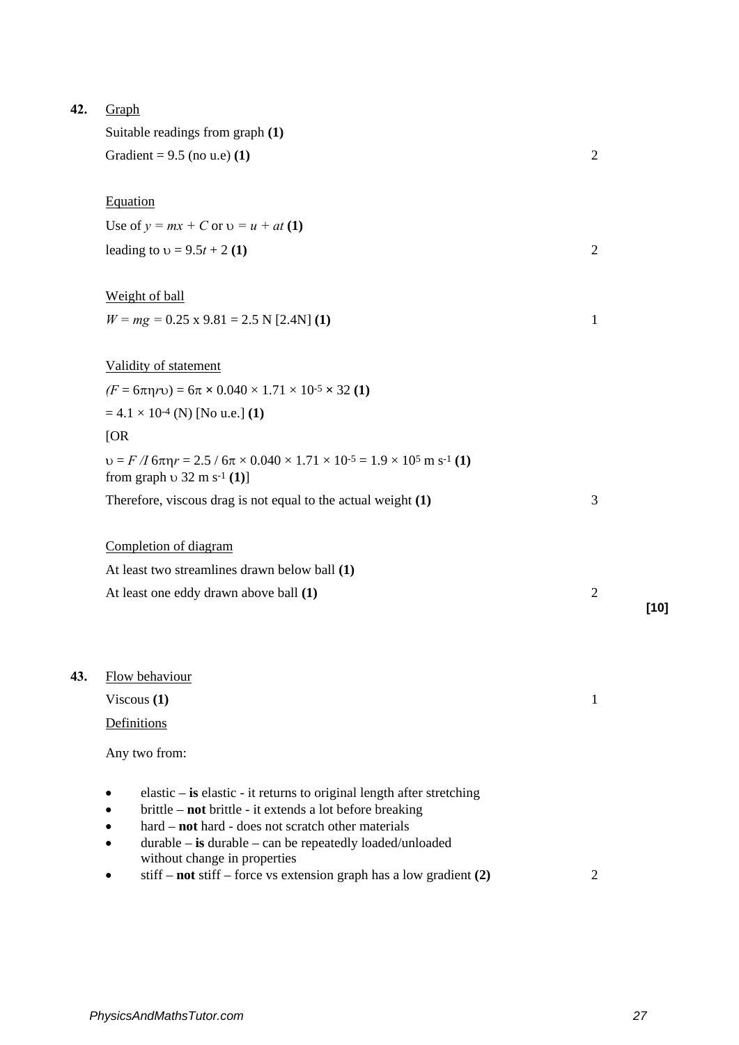**42.** <u>Graph</u>

Suitable readings from graph **(1)**

Gradient = 9.5 (no u.e) **(1)** 2

<u>Equation</u>

Use of $y = mx + C$ or $\upsilon = u + at$ **(1)**

leading to $\upsilon = 9.5t + 2$ **(1)** 2

<u>Weight of ball</u>

$W = mg = 0.25 \times 9.81 = 2.5$ N [2.4N] **(1)** 1

<u>Validity of statement</u>

$(F = 6\pi\eta r\upsilon) = 6\pi \times 0.040 \times 1.71 \times 10^{-5} \times 32$ **(1)**

$= 4.1 \times 10^{-4}$ (N) [No u.e.] **(1)**

[OR

$\upsilon = F / I\, 6\pi\eta r = 2.5 / 6\pi \times 0.040 \times 1.71 \times 10^{-5} = 1.9 \times 10^{5}$ m s$^{-1}$ **(1)**
from graph $\upsilon$ 32 m s$^{-1}$ **(1)**]

Therefore, viscous drag is not equal to the actual weight **(1)** 3

<u>Completion of diagram</u>

At least two streamlines drawn below ball **(1)**

At least one eddy drawn above ball **(1)** 2

**[10]**

**43.** <u>Flow behaviour</u>

Viscous **(1)** 1

<u>Definitions</u>

Any two from:

- elastic – **is** elastic - it returns to original length after stretching
- brittle – **not** brittle - it extends a lot before breaking
- hard – **not** hard - does not scratch other materials
- durable – **is** durable – can be repeatedly loaded/unloaded without change in properties
- stiff – **not** stiff – force vs extension graph has a low gradient **(2)** 2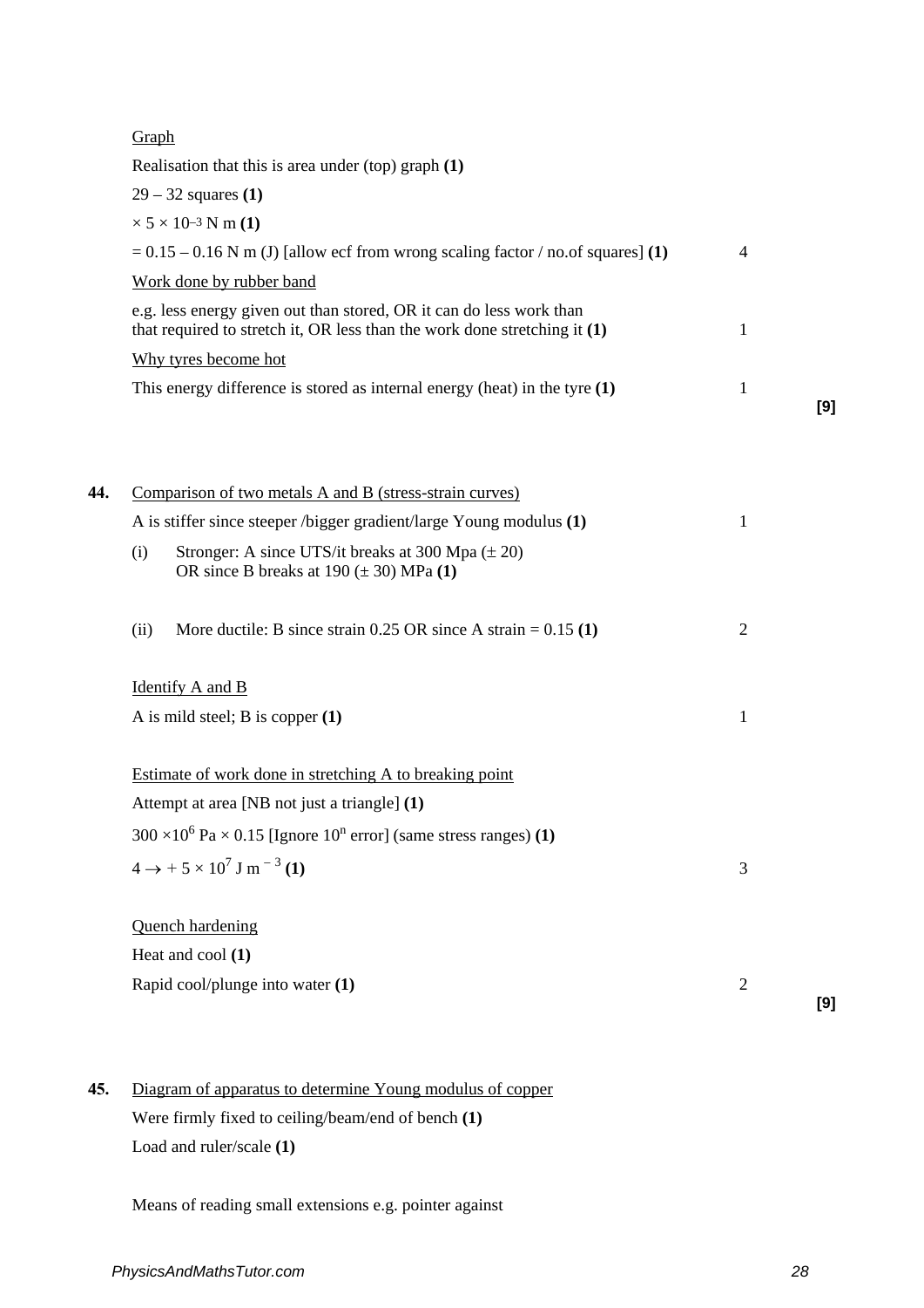Graph

Realisation that this is area under (top) graph **(1)**

29 – 32 squares **(1)**

$\times 5 \times 10^{-3}$ N m **(1)**

= 0.15 – 0.16 N m (J) [allow ecf from wrong scaling factor / no.of squares] **(1)** 4

Work done by rubber band

e.g. less energy given out than stored, OR it can do less work than that required to stretch it, OR less than the work done stretching it **(1)** 1

Why tyres become hot

This energy difference is stored as internal energy (heat) in the tyre **(1)** 1

**[9]**

**44.** Comparison of two metals A and B (stress-strain curves)

A is stiffer since steeper /bigger gradient/large Young modulus **(1)** 1

(i) Stronger: A since UTS/it breaks at 300 Mpa ($\pm$ 20) OR since B breaks at 190 ($\pm$ 30) MPa **(1)**

(ii) More ductile: B since strain 0.25 OR since A strain = 0.15 **(1)** 2

Identify A and B

A is mild steel; B is copper **(1)** 1

Estimate of work done in stretching A to breaking point

Attempt at area [NB not just a triangle] **(1)**

$300 \times 10^6$ Pa $\times$ 0.15 [Ignore $10^n$ error] (same stress ranges) **(1)**

$4 \rightarrow +5 \times 10^7$ J m$^{-3}$ **(1)** 3

Quench hardening

Heat and cool **(1)**

Rapid cool/plunge into water **(1)** 2

**[9]**

**45.** Diagram of apparatus to determine Young modulus of copper

Were firmly fixed to ceiling/beam/end of bench **(1)**

Load and ruler/scale **(1)**

Means of reading small extensions e.g. pointer against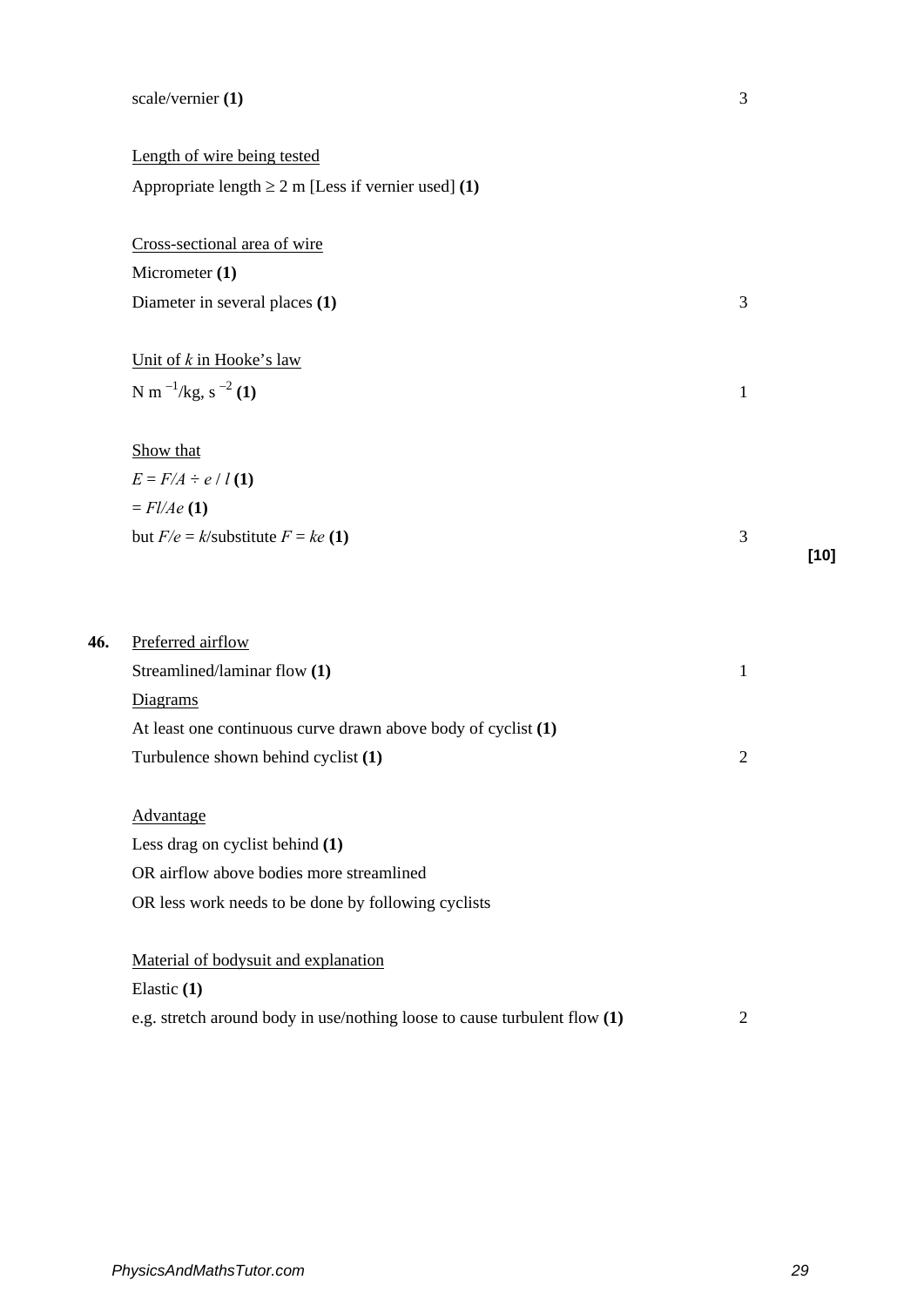scale/vernier **(1)** 3

Length of wire being tested

Appropriate length ≥ 2 m [Less if vernier used] **(1)**

Cross-sectional area of wire

Micrometer **(1)**

Diameter in several places **(1)** 3

Unit of $k$ in Hooke's law

N m$^{-1}$/kg, s$^{-2}$ **(1)** 1

Show that

$E = F/A \div e / l$ **(1)**

$= Fl/Ae$ **(1)**

but $F/e = k$/substitute $F = ke$ **(1)** 3

**[10]**

**46.** Preferred airflow

Streamlined/laminar flow **(1)** 1

Diagrams

At least one continuous curve drawn above body of cyclist **(1)**

Turbulence shown behind cyclist **(1)** 2

Advantage

Less drag on cyclist behind **(1)**

OR airflow above bodies more streamlined

OR less work needs to be done by following cyclists

Material of bodysuit and explanation

Elastic **(1)**

e.g. stretch around body in use/nothing loose to cause turbulent flow **(1)** 2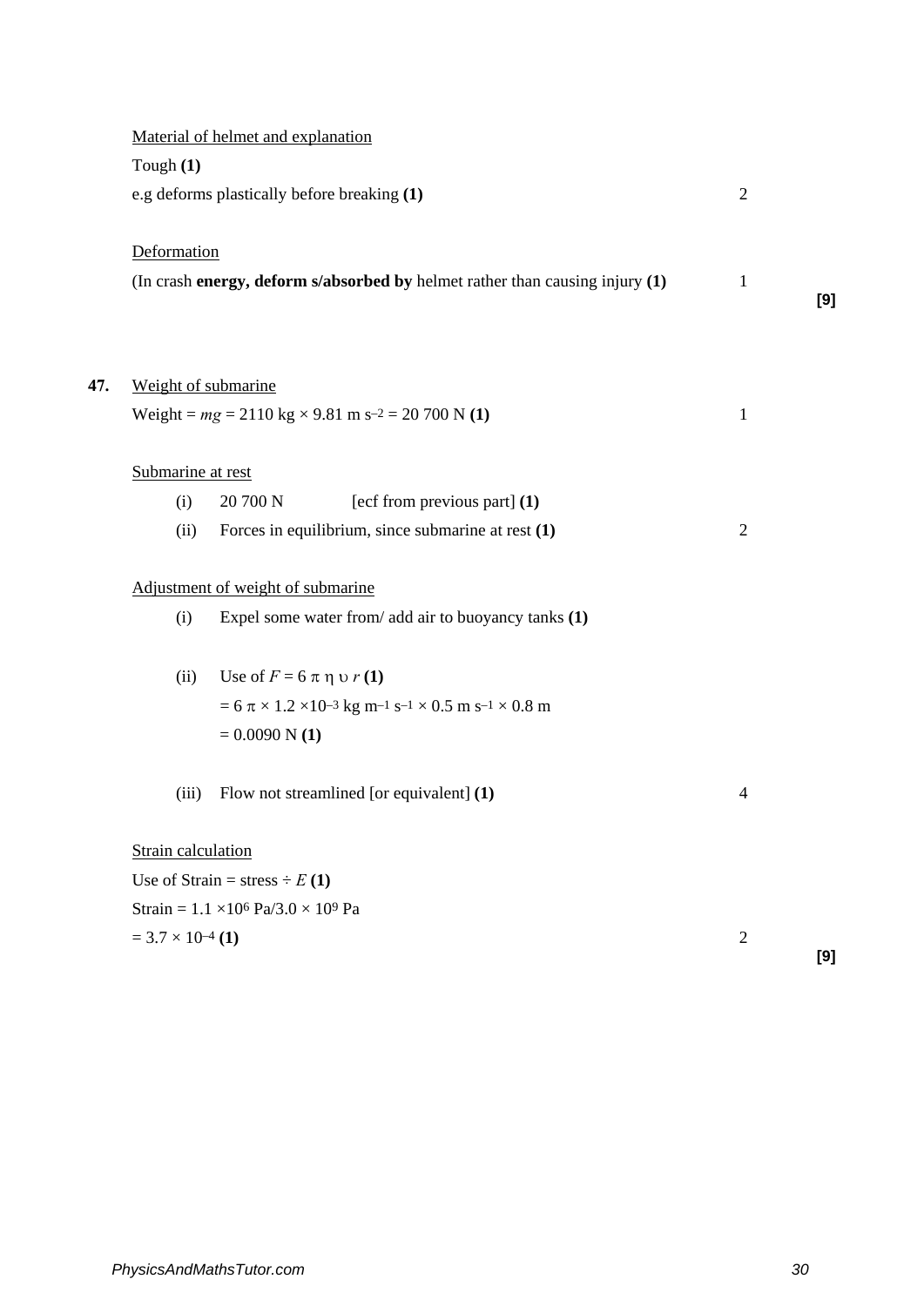<u>Material of helmet and explanation</u>

Tough **(1)**

e.g deforms plastically before breaking **(1)** 2

<u>Deformation</u>

(In crash **energy, deform s/absorbed by** helmet rather than causing injury **(1)** 1

**[9]**

**47.** <u>Weight of submarine</u>

Weight = $mg$ = 2110 kg × 9.81 m s$^{-2}$ = 20 700 N **(1)** 1

<u>Submarine at rest</u>

(i) 20 700 N [ecf from previous part] **(1)**

(ii) Forces in equilibrium, since submarine at rest **(1)** 2

<u>Adjustment of weight of submarine</u>

(i) Expel some water from/ add air to buoyancy tanks **(1)**

(ii) Use of $F = 6 \pi \eta \upsilon r$ **(1)**

$= 6 \pi \times 1.2 \times 10^{-3}$ kg m$^{-1}$ s$^{-1}$ × 0.5 m s$^{-1}$ × 0.8 m

= 0.0090 N **(1)**

(iii) Flow not streamlined [or equivalent] **(1)** 4

<u>Strain calculation</u>

Use of Strain = stress ÷ $E$ **(1)**

Strain = $1.1 \times 10^{6}$ Pa/$3.0 \times 10^{9}$ Pa

$= 3.7 \times 10^{-4}$ **(1)** 2

**[9]**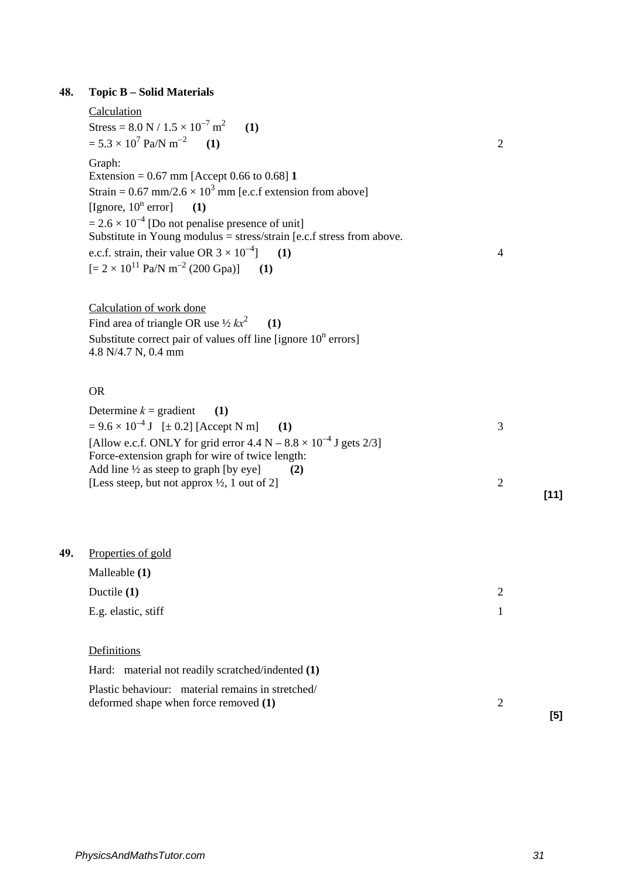**48. Topic B – Solid Materials**

Calculation

Stress = 8.0 N / $1.5 \times 10^{-7}$ m$^2$ **(1)**

= $5.3 \times 10^7$ Pa/N m$^{-2}$ **(1)** 2

Graph:

Extension = 0.67 mm [Accept 0.66 to 0.68] **1**

Strain = 0.67 mm/$2.6 \times 10^3$ mm [e.c.f extension from above]

[Ignore, $10^n$ error] **(1)**

= $2.6 \times 10^{-4}$ [Do not penalise presence of unit]

Substitute in Young modulus = stress/strain [e.c.f stress from above.

e.c.f. strain, their value OR $3 \times 10^{-4}$] **(1)** 4

[= $2 \times 10^{11}$ Pa/N m$^{-2}$ (200 Gpa)] **(1)**

Calculation of work done

Find area of triangle OR use ½ $kx^2$ **(1)**

Substitute correct pair of values off line [ignore $10^n$ errors]

4.8 N/4.7 N, 0.4 mm

OR

Determine $k$ = gradient **(1)**

= $9.6 \times 10^{-4}$ J [± 0.2] [Accept N m] **(1)** 3

[Allow e.c.f. ONLY for grid error 4.4 N – $8.8 \times 10^{-4}$ J gets 2/3]

Force-extension graph for wire of twice length:

Add line ½ as steep to graph [by eye] **(2)**

[Less steep, but not approx ½, 1 out of 2] 2

**[11]**

**49.** Properties of gold

Malleable **(1)**

Ductile **(1)** 2

E.g. elastic, stiff 1

Definitions

Hard: material not readily scratched/indented **(1)**

Plastic behaviour: material remains in stretched/ deformed shape when force removed **(1)** 2

**[5]**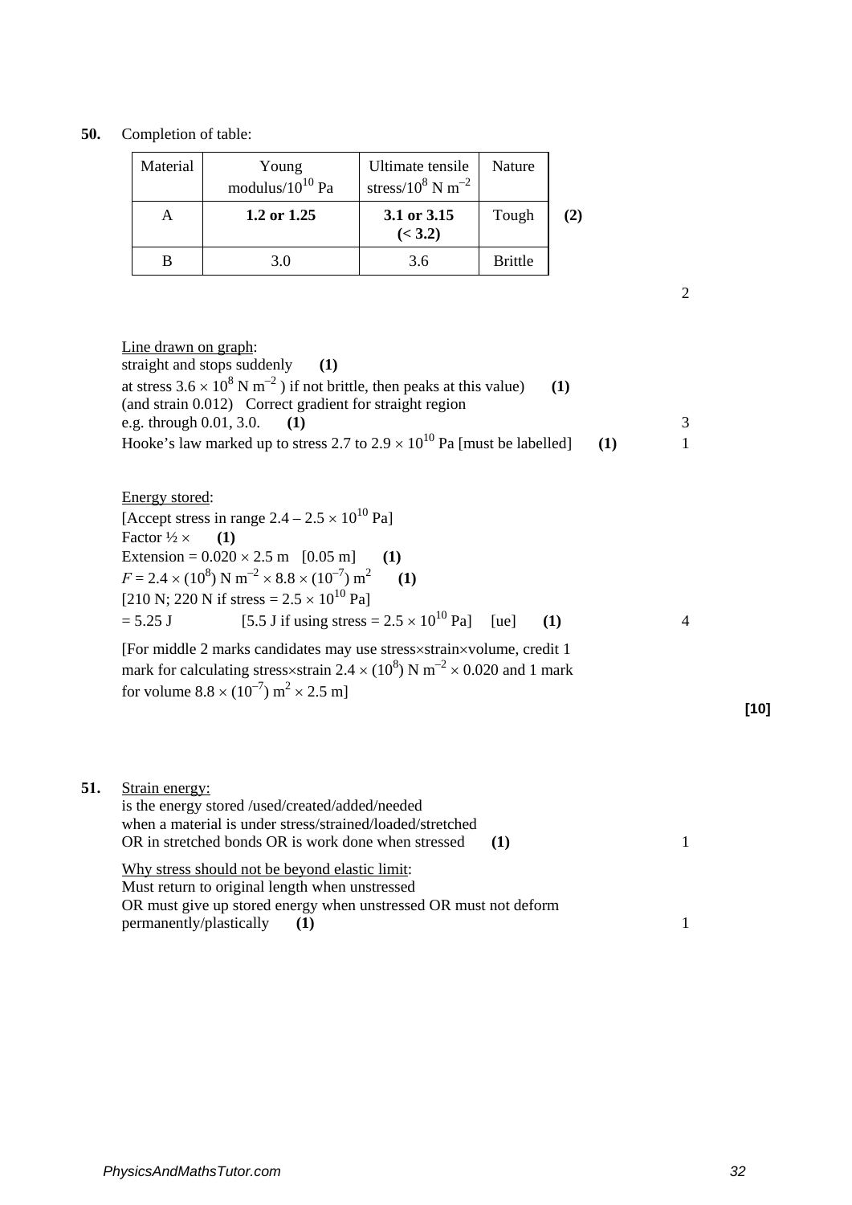**50.** Completion of table:

| Material | Young modulus/$10^{10}$ Pa | Ultimate tensile stress/$10^{8}$ N m$^{-2}$ | Nature |
|---|---|---|---|
| A | **1.2 or 1.25** | **3.1 or 3.15 (< 3.2)** | Tough |
| B | 3.0 | 3.6 | Brittle |

**(2)** 2

Line drawn on graph:
straight and stops suddenly **(1)**
at stress $3.6 \times 10^{8}$ N m$^{-2}$ ) if not brittle, then peaks at this value) **(1)**
(and strain 0.012) Correct gradient for straight region
e.g. through 0.01, 3.0. **(1)** 3
Hooke's law marked up to stress 2.7 to $2.9 \times 10^{10}$ Pa [must be labelled] **(1)** 1

Energy stored:
[Accept stress in range $2.4 - 2.5 \times 10^{10}$ Pa]
Factor ½ × **(1)**
Extension = $0.020 \times 2.5$ m [0.05 m] **(1)**
$F = 2.4 \times (10^{8})$ N m$^{-2}$ $\times 8.8 \times (10^{-7})$ m$^{2}$ **(1)**
[210 N; 220 N if stress = $2.5 \times 10^{10}$ Pa]
= 5.25 J [5.5 J if using stress = $2.5 \times 10^{10}$ Pa] [ue] **(1)** 4

[For middle 2 marks candidates may use stress×strain×volume, credit 1 mark for calculating stress×strain $2.4 \times (10^{8})$ N m$^{-2}$ $\times 0.020$ and 1 mark for volume $8.8 \times (10^{-7})$ m$^{2}$ $\times 2.5$ m]

**[10]**

**51.** Strain energy:
is the energy stored /used/created/added/needed
when a material is under stress/strained/loaded/stretched
OR in stretched bonds OR is work done when stressed **(1)** 1

Why stress should not be beyond elastic limit:
Must return to original length when unstressed
OR must give up stored energy when unstressed OR must not deform permanently/plastically **(1)** 1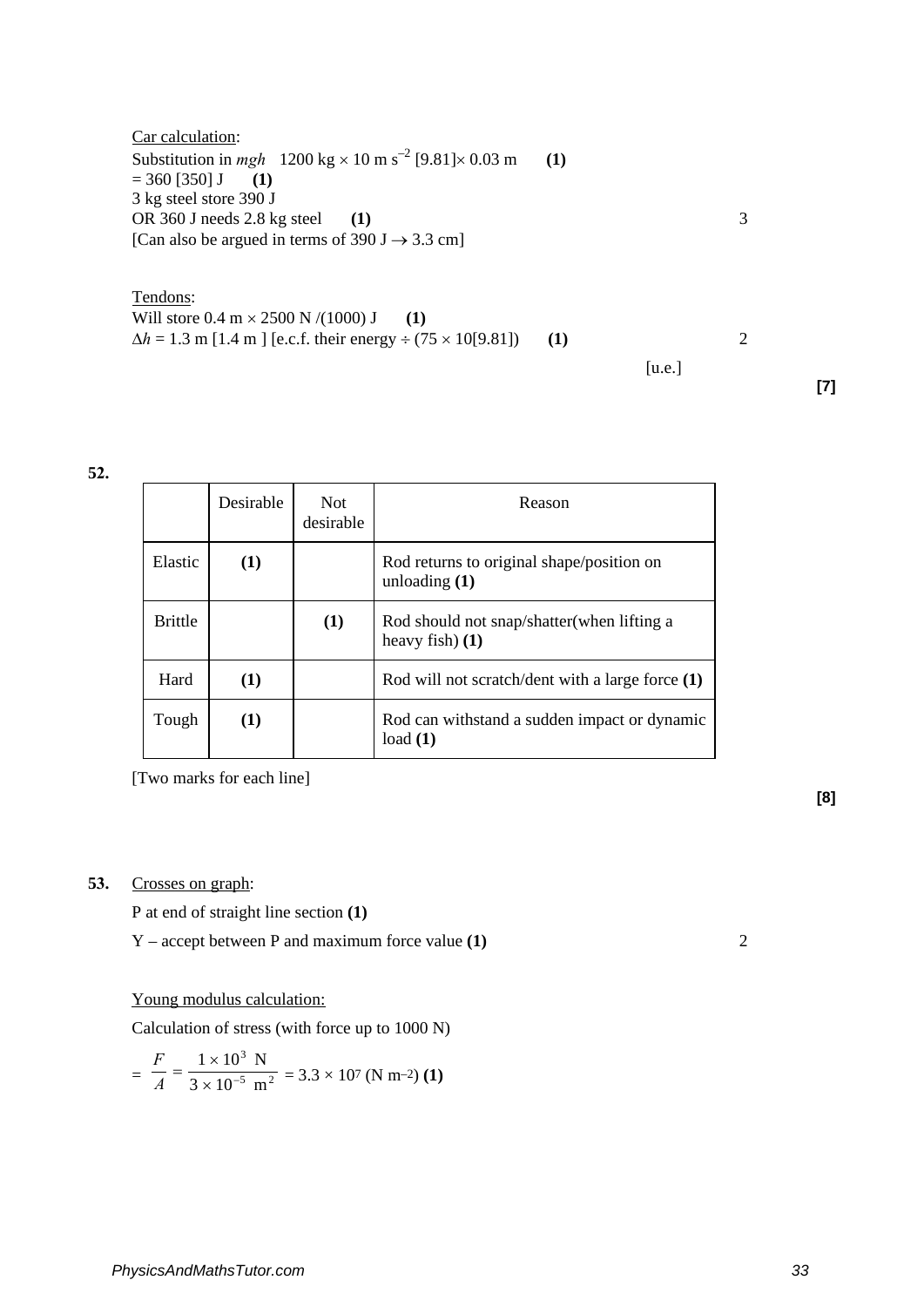Car calculation:

Substitution in $mgh$ 1200 kg × 10 m s$^{-2}$ [9.81]× 0.03 m **(1)**

= 360 [350] J **(1)**

3 kg steel store 390 J

OR 360 J needs 2.8 kg steel **(1)** 3

[Can also be argued in terms of 390 J → 3.3 cm]

Tendons:

Will store 0.4 m × 2500 N /(1000) J **(1)**

$\Delta h$ = 1.3 m [1.4 m ] [e.c.f. their energy ÷ (75 × 10[9.81]) **(1)** 2

[u.e.]

**[7]**

**52.**

| | Desirable | Not desirable | Reason |
|---|---|---|---|
| Elastic | **(1)** | | Rod returns to original shape/position on unloading **(1)** |
| Brittle | | **(1)** | Rod should not snap/shatter(when lifting a heavy fish) **(1)** |
| Hard | **(1)** | | Rod will not scratch/dent with a large force **(1)** |
| Tough | **(1)** | | Rod can withstand a sudden impact or dynamic load **(1)** |

[Two marks for each line]

**[8]**

**53.** Crosses on graph:

P at end of straight line section **(1)**

Y – accept between P and maximum force value **(1)** 2

Young modulus calculation:

Calculation of stress (with force up to 1000 N)

$= \dfrac{F}{A} = \dfrac{1 \times 10^3 \text{ N}}{3 \times 10^{-5} \text{ m}^2} = 3.3 \times 10^7$ (N m$^{-2}$) **(1)**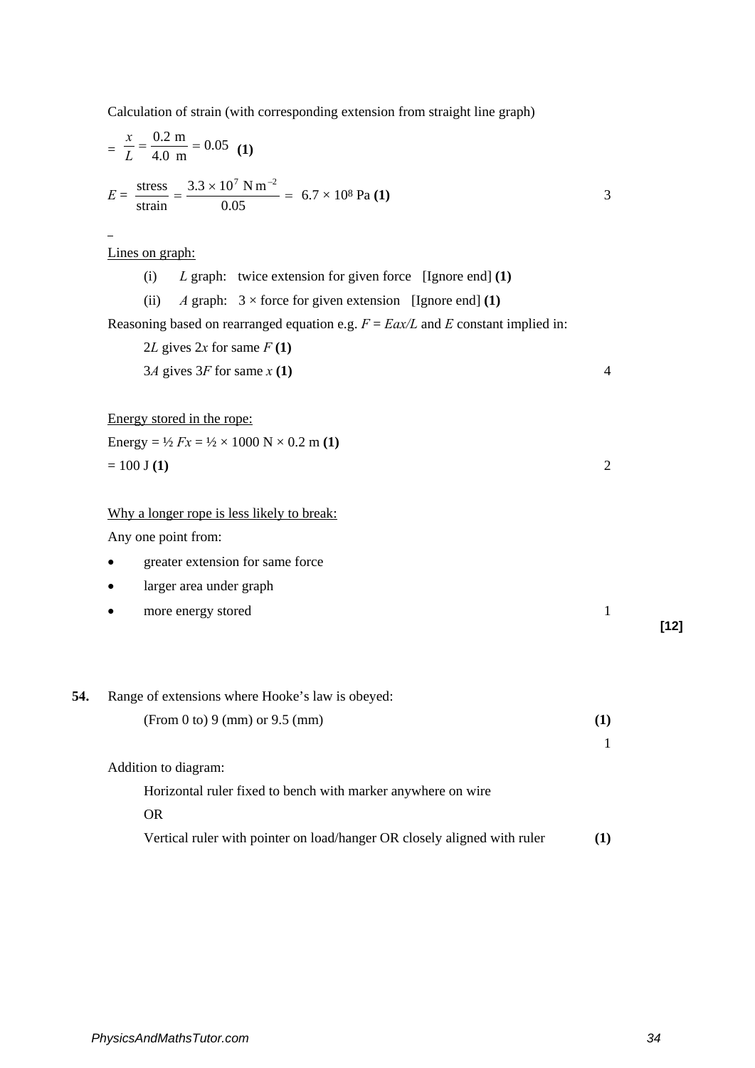Calculation of strain (with corresponding extension from straight line graph)

$= \frac{x}{L} = \frac{0.2 \text{ m}}{4.0 \text{ m}} = 0.05$ **(1)**

$E = \frac{\text{stress}}{\text{strain}} = \frac{3.3 \times 10^7 \text{ N m}^{-2}}{0.05} =$ $6.7 \times 10^8$ Pa **(1)** 3

Lines on graph:

(i) *L* graph: twice extension for given force [Ignore end] **(1)**

(ii) *A* graph: 3 × force for given extension [Ignore end] **(1)**

Reasoning based on rearranged equation e.g. $F = Eax/L$ and *E* constant implied in:

$2L$ gives $2x$ for same *F* **(1)**

$3A$ gives $3F$ for same *x* **(1)** 4

Energy stored in the rope:

Energy = ½ $Fx$ = ½ × 1000 N × 0.2 m **(1)**

= 100 J **(1)** 2

Why a longer rope is less likely to break:

Any one point from:

- greater extension for same force
- larger area under graph
- more energy stored 1

**[12]**

**54.** Range of extensions where Hooke's law is obeyed:

(From 0 to) 9 (mm) or 9.5 (mm) **(1)**

1

Addition to diagram:

Horizontal ruler fixed to bench with marker anywhere on wire

OR

Vertical ruler with pointer on load/hanger OR closely aligned with ruler **(1)**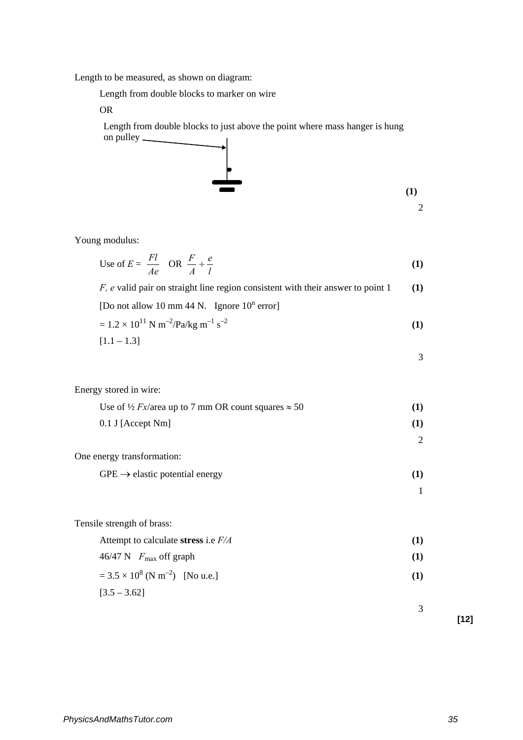Length to be measured, as shown on diagram:

Length from double blocks to marker on wire

OR

Length from double blocks to just above the point where mass hanger is hung on pulley

**(1)**

2

Young modulus:

Use of $E = \frac{Fl}{Ae}$ OR $\frac{F}{A} \div \frac{e}{l}$ **(1)**

$F$, $e$ valid pair on straight line region consistent with their answer to point 1 **(1)**

[Do not allow 10 mm 44 N. Ignore $10^n$ error]

$= 1.2 \times 10^{11}$ N m$^{-2}$/Pa/kg m$^{-1}$ s$^{-2}$ **(1)**

[1.1 – 1.3]

3

Energy stored in wire:

Use of ½ $Fx$/area up to 7 mm OR count squares $\approx$ 50 **(1)**

0.1 J [Accept Nm] **(1)**

2

One energy transformation:

GPE $\rightarrow$ elastic potential energy **(1)**

1

Tensile strength of brass:

Attempt to calculate **stress** i.e $F/A$ **(1)**

46/47 N $F_{max}$ off graph **(1)**

$= 3.5 \times 10^{8}$ (N m$^{-2}$) [No u.e.] **(1)**

[3.5 – 3.62]

3

**[12]**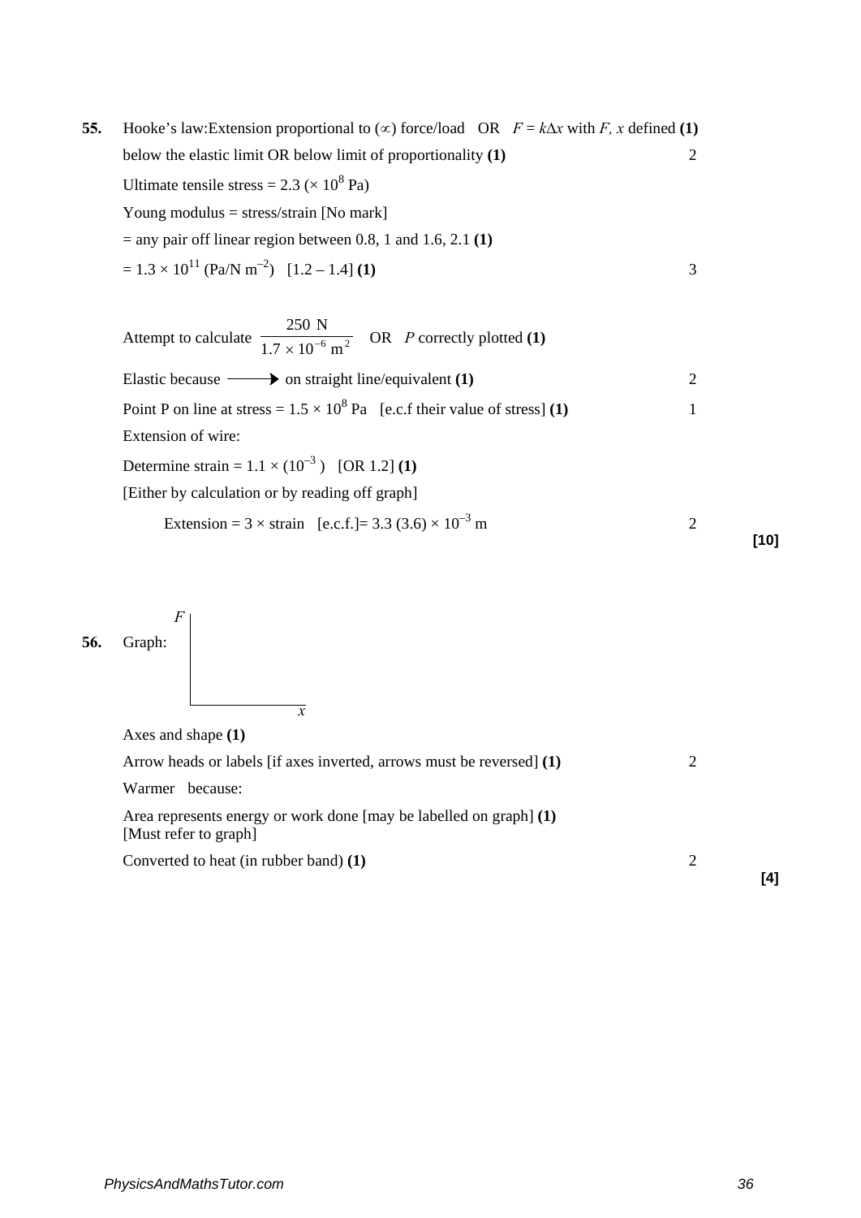**55.** Hooke's law:Extension proportional to ($\propto$) force/load OR $F = k\Delta x$ with $F$, $x$ defined **(1)**

below the elastic limit OR below limit of proportionality **(1)** 2

Ultimate tensile stress = 2.3 ($\times 10^8$ Pa)

Young modulus = stress/strain [No mark]

= any pair off linear region between 0.8, 1 and 1.6, 2.1 **(1)**

= $1.3 \times 10^{11}$ (Pa/N m$^{-2}$) [1.2 – 1.4] **(1)** 3

Attempt to calculate $\dfrac{250 \text{ N}}{1.7 \times 10^{-6} \text{ m}^2}$ OR $P$ correctly plotted **(1)**

Elastic because ⟶ on straight line/equivalent **(1)** 2

Point P on line at stress = $1.5 \times 10^8$ Pa [e.c.f their value of stress] **(1)** 1

Extension of wire:

Determine strain = $1.1 \times (10^{-3})$ [OR 1.2] **(1)**

[Either by calculation or by reading off graph]

Extension = 3 × strain [e.c.f.]= 3.3 (3.6) × $10^{-3}$ m 2

**[10]**

**56.** Graph: [axes $F$ (vertical) and $x$ (horizontal)]

Axes and shape **(1)**

Arrow heads or labels [if axes inverted, arrows must be reversed] **(1)** 2

Warmer because:

Area represents energy or work done [may be labelled on graph] **(1)**
[Must refer to graph]

Converted to heat (in rubber band) **(1)** 2

**[4]**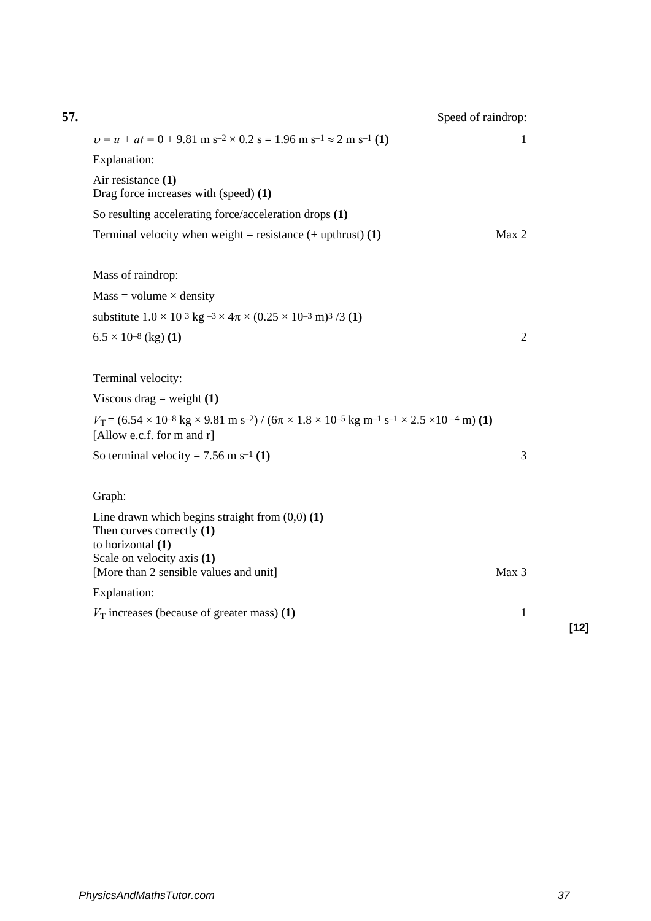**57.** Speed of raindrop:

$\upsilon = u + at = 0 + 9.81 \text{ m s}^{-2} \times 0.2 \text{ s} = 1.96 \text{ m s}^{-1} \approx 2 \text{ m s}^{-1}$ **(1)** 1

Explanation:

Air resistance **(1)**
Drag force increases with (speed) **(1)**

So resulting accelerating force/acceleration drops **(1)**

Terminal velocity when weight = resistance (+ upthrust) **(1)** Max 2

Mass of raindrop:

Mass = volume × density

substitute $1.0 \times 10^{3} \text{ kg}^{-3} \times 4\pi \times (0.25 \times 10^{-3} \text{ m})^3 /3$ **(1)**

$6.5 \times 10^{-8}$ (kg) **(1)** 2

Terminal velocity:

Viscous drag = weight **(1)**

$V_T = (6.54 \times 10^{-8} \text{ kg} \times 9.81 \text{ m s}^{-2}) / (6\pi \times 1.8 \times 10^{-5} \text{ kg m}^{-1} \text{ s}^{-1} \times 2.5 \times 10^{-4} \text{ m})$ **(1)**
[Allow e.c.f. for m and r]

So terminal velocity = $7.56 \text{ m s}^{-1}$ **(1)** 3

Graph:

Line drawn which begins straight from (0,0) **(1)**
Then curves correctly **(1)**
to horizontal **(1)**
Scale on velocity axis **(1)**
[More than 2 sensible values and unit] Max 3

Explanation:

$V_T$ increases (because of greater mass) **(1)** 1

**[12]**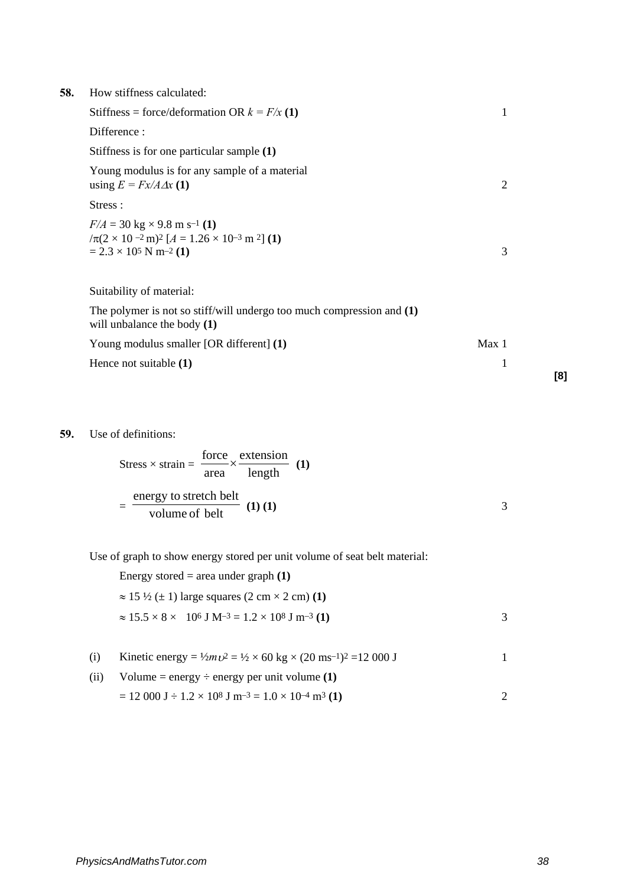**58.** How stiffness calculated:

Stiffness = force/deformation OR $k = F/x$ **(1)** — 1

Difference :

Stiffness is for one particular sample **(1)**

Young modulus is for any sample of a material using $E = Fx/A\Delta x$ **(1)** — 2

Stress :

$F/A = 30 \text{ kg} \times 9.8 \text{ m s}^{-1}$ **(1)**
$/\pi(2 \times 10^{-2} \text{ m})^2$ [$A = 1.26 \times 10^{-3} \text{ m}^2$] **(1)**
$= 2.3 \times 10^5 \text{ N m}^{-2}$ **(1)** — 3

Suitability of material:

The polymer is not so stiff/will undergo too much compression and **(1)** will unbalance the body **(1)**

Young modulus smaller [OR different] **(1)** — Max 1

Hence not suitable **(1)** — 1

**[8]**

**59.** Use of definitions:

$$\text{Stress} \times \text{strain} = \frac{\text{force}}{\text{area}} \times \frac{\text{extension}}{\text{length}} \quad \textbf{(1)}$$

$$= \frac{\text{energy to stretch belt}}{\text{volume of belt}} \quad \textbf{(1) (1)}$$ — 3

Use of graph to show energy stored per unit volume of seat belt material:

Energy stored = area under graph **(1)**

$\approx 15\frac{1}{2}$ ($\pm$ 1) large squares (2 cm × 2 cm) **(1)**

$\approx 15.5 \times 8 \times 10^6 \text{ J M}^{-3} = 1.2 \times 10^8 \text{ J m}^{-3}$ **(1)** — 3

(i) Kinetic energy = $\frac{1}{2}mv^2 = \frac{1}{2} \times 60 \text{ kg} \times (20 \text{ ms}^{-1})^2 = 12\,000 \text{ J}$ — 1

(ii) Volume = energy ÷ energy per unit volume **(1)**

$= 12\,000 \text{ J} \div 1.2 \times 10^8 \text{ J m}^{-3} = 1.0 \times 10^{-4} \text{ m}^3$ **(1)** — 2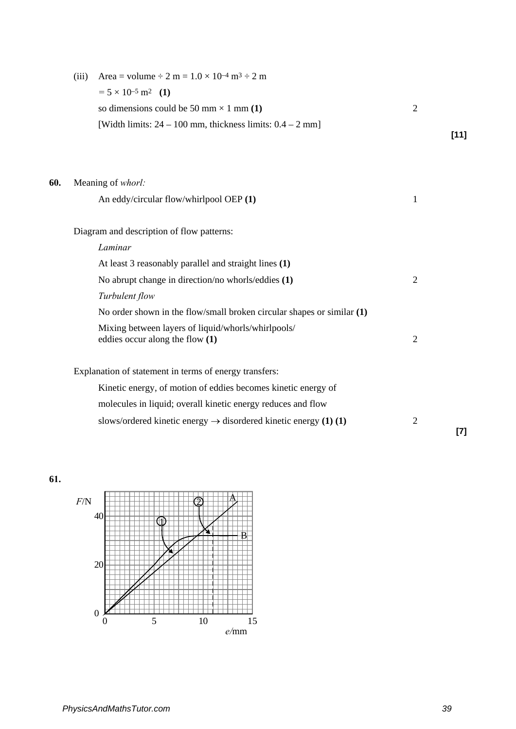(iii) Area = volume ÷ 2 m = $1.0 \times 10^{-4}$ m$^3$ ÷ 2 m

$= 5 \times 10^{-5}$ m$^2$ **(1)**

so dimensions could be 50 mm × 1 mm **(1)** — 2

[Width limits: 24 – 100 mm, thickness limits: 0.4 – 2 mm]

**[11]**

**60.** Meaning of *whorl:*

An eddy/circular flow/whirlpool OEP **(1)** — 1

Diagram and description of flow patterns:

*Laminar*

At least 3 reasonably parallel and straight lines **(1)**

No abrupt change in direction/no whorls/eddies **(1)** — 2

*Turbulent flow*

No order shown in the flow/small broken circular shapes or similar **(1)**

Mixing between layers of liquid/whorls/whirlpools/ eddies occur along the flow **(1)** — 2

Explanation of statement in terms of energy transfers:

Kinetic energy, of motion of eddies becomes kinetic energy of molecules in liquid; overall kinetic energy reduces and flow slows/ordered kinetic energy $\rightarrow$ disordered kinetic energy **(1) (1)** — 2

**[7]**

**61.**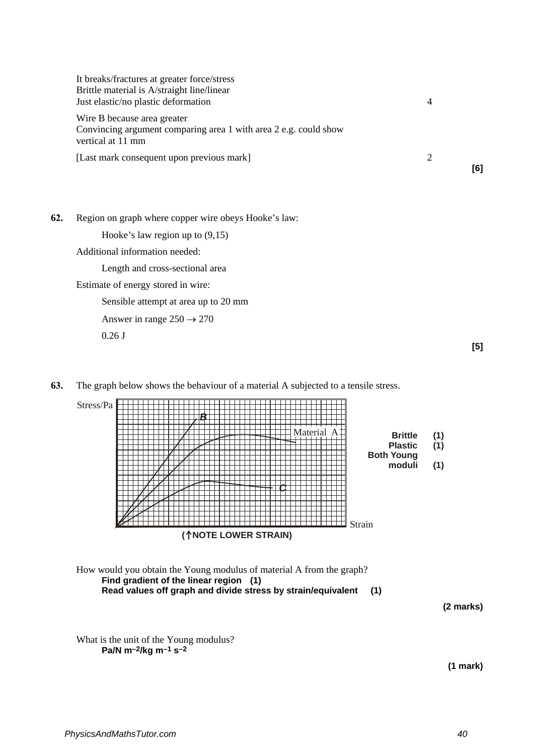It breaks/fractures at greater force/stress
Brittle material is A/straight line/linear
Just elastic/no plastic deformation 4

Wire B because area greater
Convincing argument comparing area 1 with area 2 e.g. could show vertical at 11 mm

[Last mark consequent upon previous mark] 2

**[6]**

**62.** Region on graph where copper wire obeys Hooke's law:

Hooke's law region up to (9,15)

Additional information needed:

Length and cross-sectional area

Estimate of energy stored in wire:

Sensible attempt at area up to 20 mm

Answer in range $250 \rightarrow 270$

0.26 J

**[5]**

**63.** The graph below shows the behaviour of a material A subjected to a tensile stress.

Stress/Pa

B

Material A

C

Strain

**(↑NOTE LOWER STRAIN)**

**Brittle (1)**
**Plastic (1)**
**Both Young moduli (1)**

How would you obtain the Young modulus of material A from the graph?

**Find gradient of the linear region (1)**
**Read values off graph and divide stress by strain/equivalent (1)**

**(2 marks)**

What is the unit of the Young modulus?

**Pa/N $m^{-2}$/kg $m^{-1}$ $s^{-2}$**

**(1 mark)**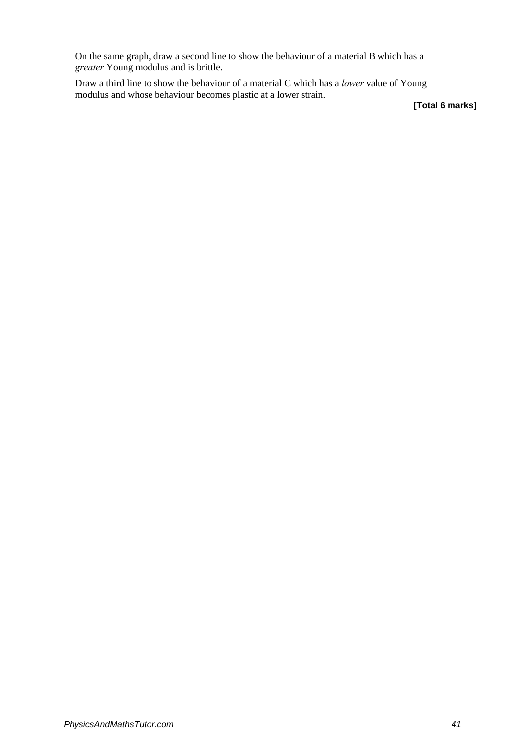On the same graph, draw a second line to show the behaviour of a material B which has a *greater* Young modulus and is brittle.

Draw a third line to show the behaviour of a material C which has a *lower* value of Young modulus and whose behaviour becomes plastic at a lower strain.

**[Total 6 marks]**